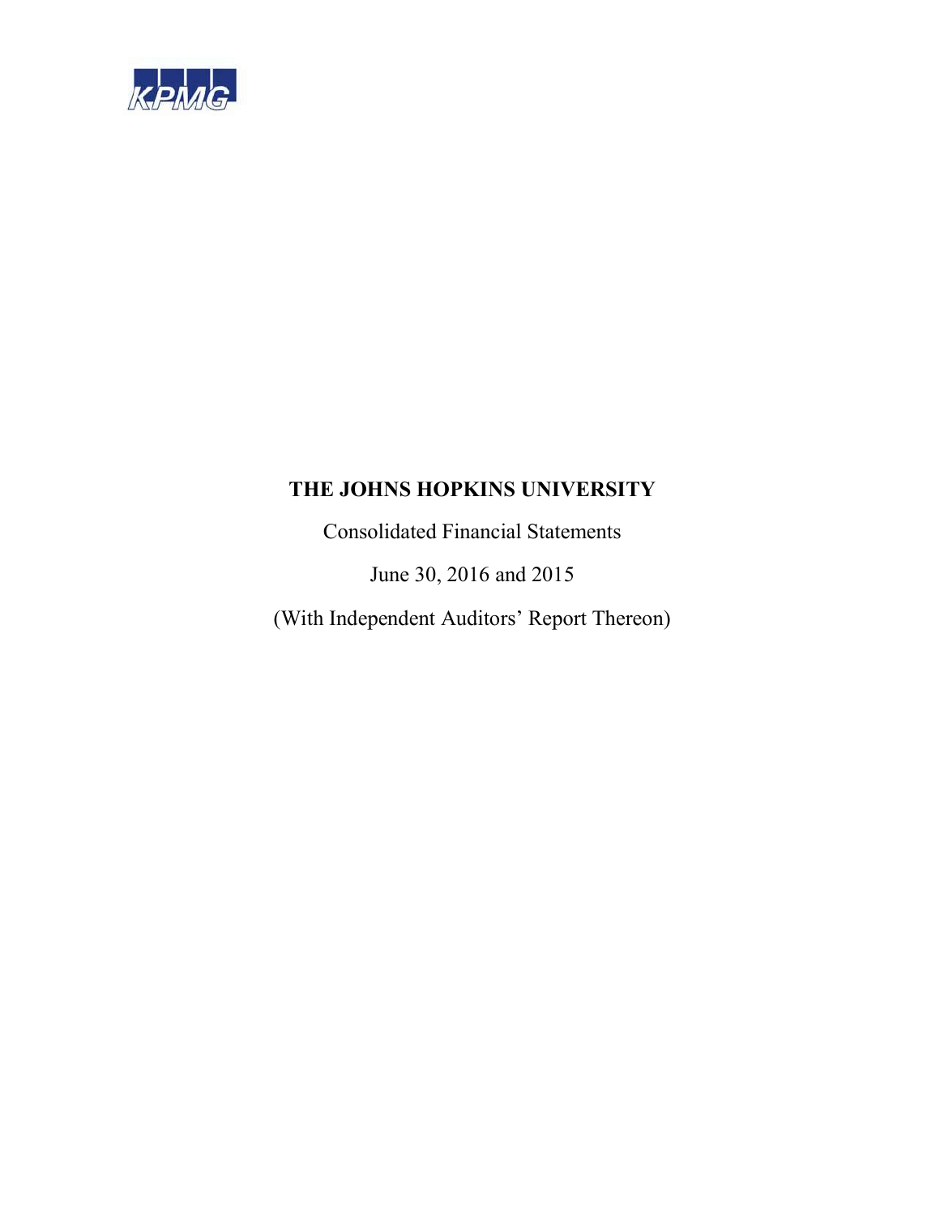KPMG

# THE JOHNS HOPKINS UNIVERSITY

Consolidated Financial Statements

June 30, 2016 and 2015

(With Independent Auditors' Report Thereon)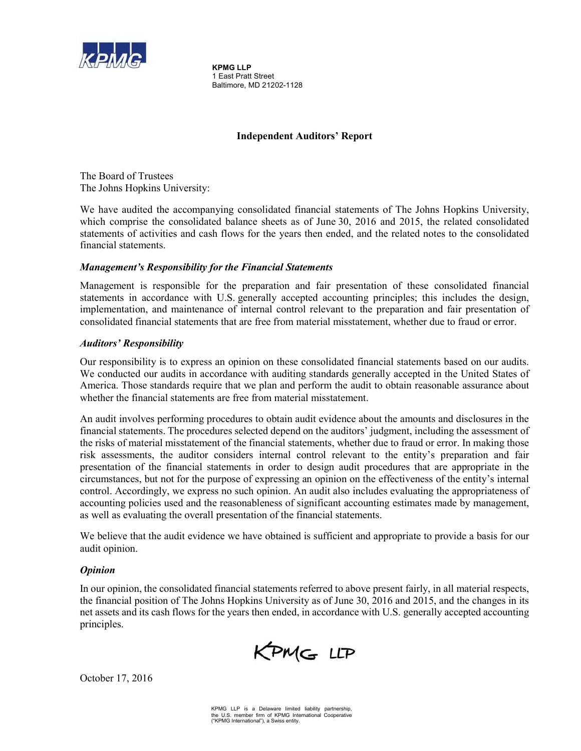**KPMG LLP**
1 East Pratt Street
Baltimore, MD 21202-1128

## Independent Auditors' Report

The Board of Trustees
The Johns Hopkins University:

We have audited the accompanying consolidated financial statements of The Johns Hopkins University, which comprise the consolidated balance sheets as of June 30, 2016 and 2015, the related consolidated statements of activities and cash flows for the years then ended, and the related notes to the consolidated financial statements.

### *Management's Responsibility for the Financial Statements*

Management is responsible for the preparation and fair presentation of these consolidated financial statements in accordance with U.S. generally accepted accounting principles; this includes the design, implementation, and maintenance of internal control relevant to the preparation and fair presentation of consolidated financial statements that are free from material misstatement, whether due to fraud or error.

### *Auditors' Responsibility*

Our responsibility is to express an opinion on these consolidated financial statements based on our audits. We conducted our audits in accordance with auditing standards generally accepted in the United States of America. Those standards require that we plan and perform the audit to obtain reasonable assurance about whether the financial statements are free from material misstatement.

An audit involves performing procedures to obtain audit evidence about the amounts and disclosures in the financial statements. The procedures selected depend on the auditors' judgment, including the assessment of the risks of material misstatement of the financial statements, whether due to fraud or error. In making those risk assessments, the auditor considers internal control relevant to the entity's preparation and fair presentation of the financial statements in order to design audit procedures that are appropriate in the circumstances, but not for the purpose of expressing an opinion on the effectiveness of the entity's internal control. Accordingly, we express no such opinion. An audit also includes evaluating the appropriateness of accounting policies used and the reasonableness of significant accounting estimates made by management, as well as evaluating the overall presentation of the financial statements.

We believe that the audit evidence we have obtained is sufficient and appropriate to provide a basis for our audit opinion.

### *Opinion*

In our opinion, the consolidated financial statements referred to above present fairly, in all material respects, the financial position of The Johns Hopkins University as of June 30, 2016 and 2015, and the changes in its net assets and its cash flows for the years then ended, in accordance with U.S. generally accepted accounting principles.

KPMG LLP

October 17, 2016

KPMG LLP is a Delaware limited liability partnership, the U.S. member firm of KPMG International Cooperative ("KPMG International"), a Swiss entity.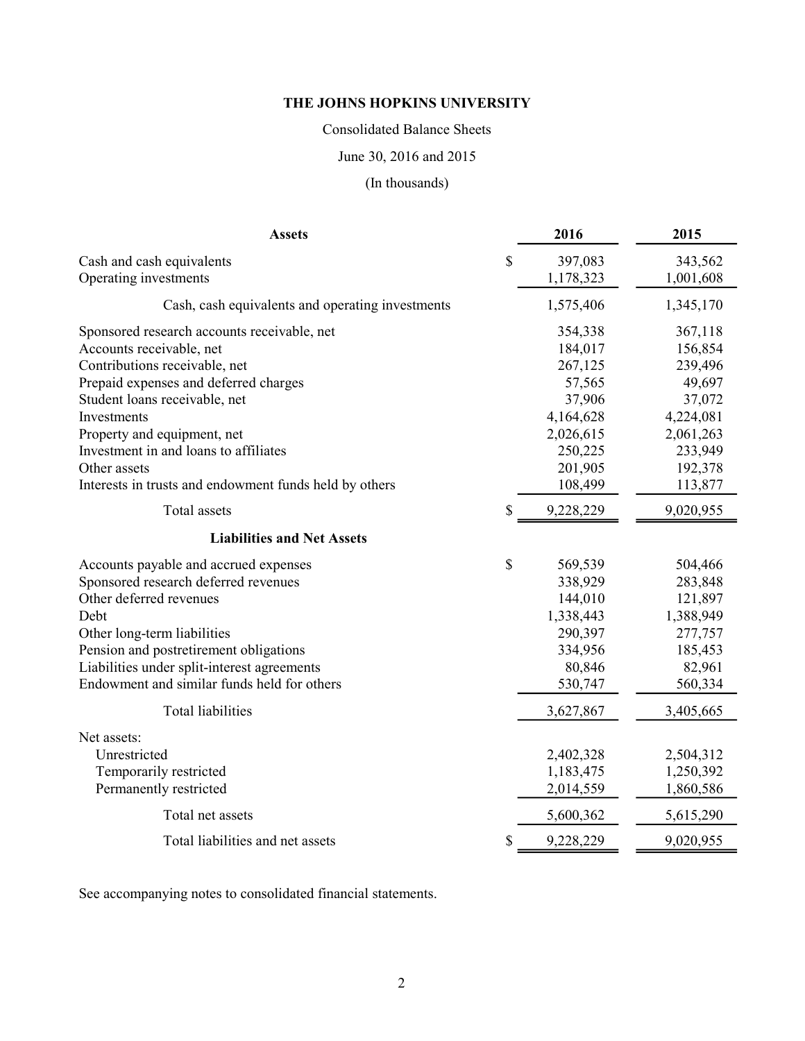# THE JOHNS HOPKINS UNIVERSITY

Consolidated Balance Sheets

June 30, 2016 and 2015

(In thousands)

| Assets | | 2016 | 2015 |
|---|---|---|---|
| Cash and cash equivalents | $ | 397,083 | 343,562 |
| Operating investments | | 1,178,323 | 1,001,608 |
| Cash, cash equivalents and operating investments | | 1,575,406 | 1,345,170 |
| Sponsored research accounts receivable, net | | 354,338 | 367,118 |
| Accounts receivable, net | | 184,017 | 156,854 |
| Contributions receivable, net | | 267,125 | 239,496 |
| Prepaid expenses and deferred charges | | 57,565 | 49,697 |
| Student loans receivable, net | | 37,906 | 37,072 |
| Investments | | 4,164,628 | 4,224,081 |
| Property and equipment, net | | 2,026,615 | 2,061,263 |
| Investment in and loans to affiliates | | 250,225 | 233,949 |
| Other assets | | 201,905 | 192,378 |
| Interests in trusts and endowment funds held by others | | 108,499 | 113,877 |
| Total assets | $ | 9,228,229 | 9,020,955 |
| **Liabilities and Net Assets** | | | |
| Accounts payable and accrued expenses | $ | 569,539 | 504,466 |
| Sponsored research deferred revenues | | 338,929 | 283,848 |
| Other deferred revenues | | 144,010 | 121,897 |
| Debt | | 1,338,443 | 1,388,949 |
| Other long-term liabilities | | 290,397 | 277,757 |
| Pension and postretirement obligations | | 334,956 | 185,453 |
| Liabilities under split-interest agreements | | 80,846 | 82,961 |
| Endowment and similar funds held for others | | 530,747 | 560,334 |
| Total liabilities | | 3,627,867 | 3,405,665 |
| Net assets: | | | |
| Unrestricted | | 2,402,328 | 2,504,312 |
| Temporarily restricted | | 1,183,475 | 1,250,392 |
| Permanently restricted | | 2,014,559 | 1,860,586 |
| Total net assets | | 5,600,362 | 5,615,290 |
| Total liabilities and net assets | $ | 9,228,229 | 9,020,955 |

See accompanying notes to consolidated financial statements.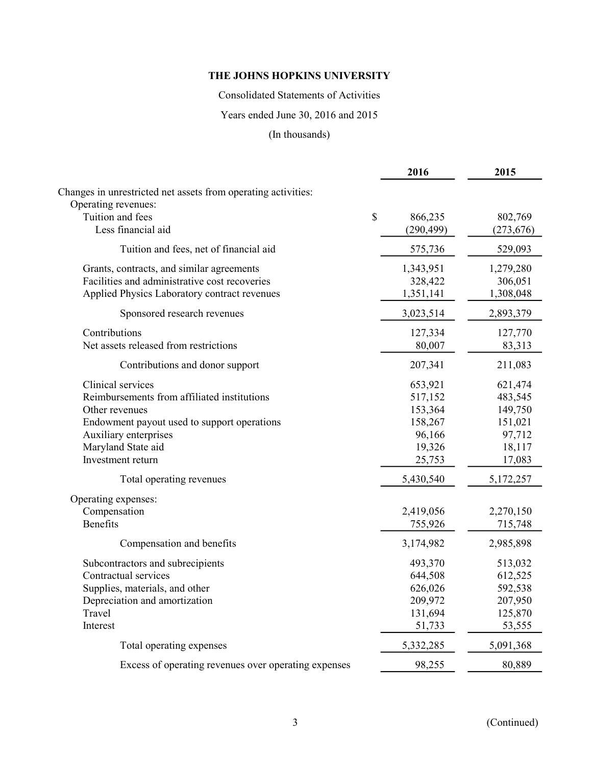**THE JOHNS HOPKINS UNIVERSITY**

Consolidated Statements of Activities

Years ended June 30, 2016 and 2015

(In thousands)

| | 2016 | 2015 |
|---|---|---|
| Changes in unrestricted net assets from operating activities: | | |
| Operating revenues: | | |
| Tuition and fees | $ 866,235 | 802,769 |
| Less financial aid | (290,499) | (273,676) |
| Tuition and fees, net of financial aid | 575,736 | 529,093 |
| Grants, contracts, and similar agreements | 1,343,951 | 1,279,280 |
| Facilities and administrative cost recoveries | 328,422 | 306,051 |
| Applied Physics Laboratory contract revenues | 1,351,141 | 1,308,048 |
| Sponsored research revenues | 3,023,514 | 2,893,379 |
| Contributions | 127,334 | 127,770 |
| Net assets released from restrictions | 80,007 | 83,313 |
| Contributions and donor support | 207,341 | 211,083 |
| Clinical services | 653,921 | 621,474 |
| Reimbursements from affiliated institutions | 517,152 | 483,545 |
| Other revenues | 153,364 | 149,750 |
| Endowment payout used to support operations | 158,267 | 151,021 |
| Auxiliary enterprises | 96,166 | 97,712 |
| Maryland State aid | 19,326 | 18,117 |
| Investment return | 25,753 | 17,083 |
| Total operating revenues | 5,430,540 | 5,172,257 |
| Operating expenses: | | |
| Compensation | 2,419,056 | 2,270,150 |
| Benefits | 755,926 | 715,748 |
| Compensation and benefits | 3,174,982 | 2,985,898 |
| Subcontractors and subrecipients | 493,370 | 513,032 |
| Contractual services | 644,508 | 612,525 |
| Supplies, materials, and other | 626,026 | 592,538 |
| Depreciation and amortization | 209,972 | 207,950 |
| Travel | 131,694 | 125,870 |
| Interest | 51,733 | 53,555 |
| Total operating expenses | 5,332,285 | 5,091,368 |
| Excess of operating revenues over operating expenses | 98,255 | 80,889 |

(Continued)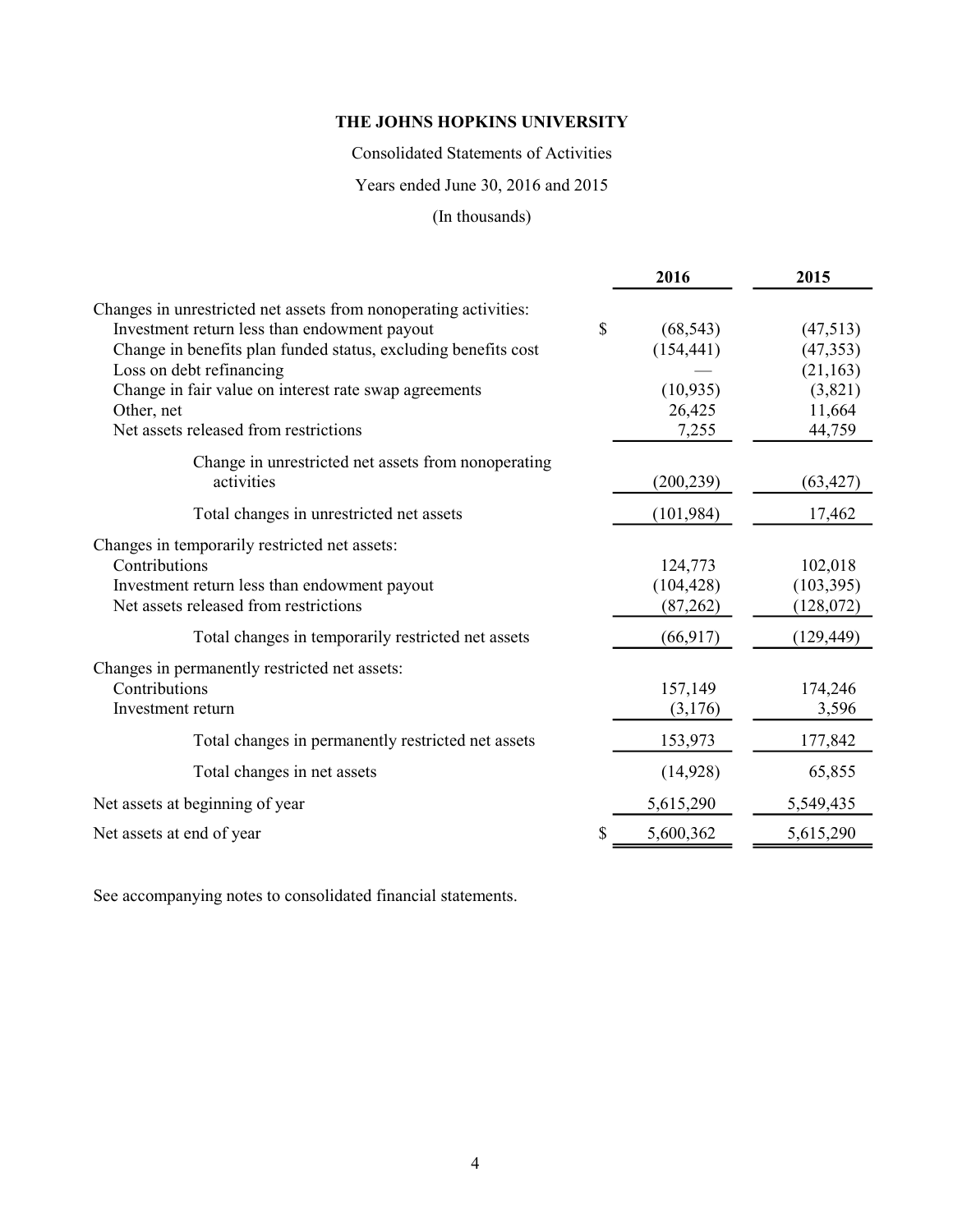**THE JOHNS HOPKINS UNIVERSITY**

Consolidated Statements of Activities

Years ended June 30, 2016 and 2015

(In thousands)

| | 2016 | 2015 |
|---|---|---|
| Changes in unrestricted net assets from nonoperating activities: | | |
| Investment return less than endowment payout | $ (68,543) | (47,513) |
| Change in benefits plan funded status, excluding benefits cost | (154,441) | (47,353) |
| Loss on debt refinancing | — | (21,163) |
| Change in fair value on interest rate swap agreements | (10,935) | (3,821) |
| Other, net | 26,425 | 11,664 |
| Net assets released from restrictions | 7,255 | 44,759 |
| Change in unrestricted net assets from nonoperating activities | (200,239) | (63,427) |
| Total changes in unrestricted net assets | (101,984) | 17,462 |
| Changes in temporarily restricted net assets: | | |
| Contributions | 124,773 | 102,018 |
| Investment return less than endowment payout | (104,428) | (103,395) |
| Net assets released from restrictions | (87,262) | (128,072) |
| Total changes in temporarily restricted net assets | (66,917) | (129,449) |
| Changes in permanently restricted net assets: | | |
| Contributions | 157,149 | 174,246 |
| Investment return | (3,176) | 3,596 |
| Total changes in permanently restricted net assets | 153,973 | 177,842 |
| Total changes in net assets | (14,928) | 65,855 |
| Net assets at beginning of year | 5,615,290 | 5,549,435 |
| Net assets at end of year | $ 5,600,362 | 5,615,290 |

See accompanying notes to consolidated financial statements.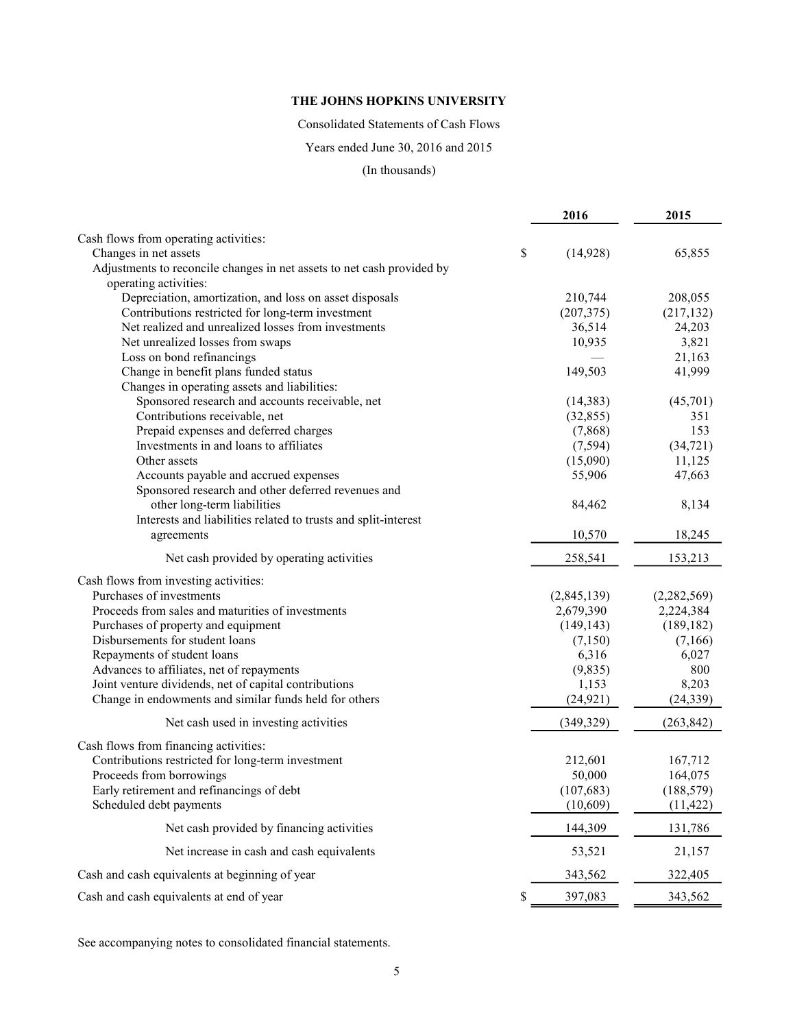**THE JOHNS HOPKINS UNIVERSITY**

Consolidated Statements of Cash Flows

Years ended June 30, 2016 and 2015

(In thousands)

| | 2016 | 2015 |
|---|---|---|
| Cash flows from operating activities: | | |
| Changes in net assets | $ (14,928) | 65,855 |
| Adjustments to reconcile changes in net assets to net cash provided by operating activities: | | |
| Depreciation, amortization, and loss on asset disposals | 210,744 | 208,055 |
| Contributions restricted for long-term investment | (207,375) | (217,132) |
| Net realized and unrealized losses from investments | 36,514 | 24,203 |
| Net unrealized losses from swaps | 10,935 | 3,821 |
| Loss on bond refinancings | — | 21,163 |
| Change in benefit plans funded status | 149,503 | 41,999 |
| Changes in operating assets and liabilities: | | |
| Sponsored research and accounts receivable, net | (14,383) | (45,701) |
| Contributions receivable, net | (32,855) | 351 |
| Prepaid expenses and deferred charges | (7,868) | 153 |
| Investments in and loans to affiliates | (7,594) | (34,721) |
| Other assets | (15,090) | 11,125 |
| Accounts payable and accrued expenses | 55,906 | 47,663 |
| Sponsored research and other deferred revenues and other long-term liabilities | 84,462 | 8,134 |
| Interests and liabilities related to trusts and split-interest agreements | 10,570 | 18,245 |
| Net cash provided by operating activities | 258,541 | 153,213 |
| Cash flows from investing activities: | | |
| Purchases of investments | (2,845,139) | (2,282,569) |
| Proceeds from sales and maturities of investments | 2,679,390 | 2,224,384 |
| Purchases of property and equipment | (149,143) | (189,182) |
| Disbursements for student loans | (7,150) | (7,166) |
| Repayments of student loans | 6,316 | 6,027 |
| Advances to affiliates, net of repayments | (9,835) | 800 |
| Joint venture dividends, net of capital contributions | 1,153 | 8,203 |
| Change in endowments and similar funds held for others | (24,921) | (24,339) |
| Net cash used in investing activities | (349,329) | (263,842) |
| Cash flows from financing activities: | | |
| Contributions restricted for long-term investment | 212,601 | 167,712 |
| Proceeds from borrowings | 50,000 | 164,075 |
| Early retirement and refinancings of debt | (107,683) | (188,579) |
| Scheduled debt payments | (10,609) | (11,422) |
| Net cash provided by financing activities | 144,309 | 131,786 |
| Net increase in cash and cash equivalents | 53,521 | 21,157 |
| Cash and cash equivalents at beginning of year | 343,562 | 322,405 |
| Cash and cash equivalents at end of year | $ 397,083 | 343,562 |

See accompanying notes to consolidated financial statements.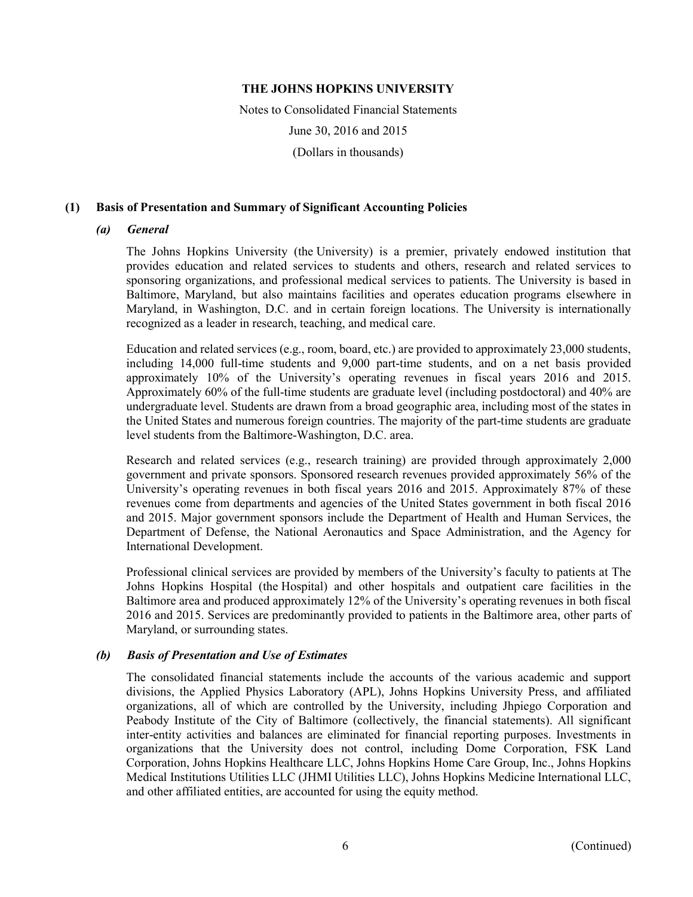# THE JOHNS HOPKINS UNIVERSITY

Notes to Consolidated Financial Statements

June 30, 2016 and 2015

(Dollars in thousands)

## (1) Basis of Presentation and Summary of Significant Accounting Policies

### *(a) General*

The Johns Hopkins University (the University) is a premier, privately endowed institution that provides education and related services to students and others, research and related services to sponsoring organizations, and professional medical services to patients. The University is based in Baltimore, Maryland, but also maintains facilities and operates education programs elsewhere in Maryland, in Washington, D.C. and in certain foreign locations. The University is internationally recognized as a leader in research, teaching, and medical care.

Education and related services (e.g., room, board, etc.) are provided to approximately 23,000 students, including 14,000 full-time students and 9,000 part-time students, and on a net basis provided approximately 10% of the University's operating revenues in fiscal years 2016 and 2015. Approximately 60% of the full-time students are graduate level (including postdoctoral) and 40% are undergraduate level. Students are drawn from a broad geographic area, including most of the states in the United States and numerous foreign countries. The majority of the part-time students are graduate level students from the Baltimore-Washington, D.C. area.

Research and related services (e.g., research training) are provided through approximately 2,000 government and private sponsors. Sponsored research revenues provided approximately 56% of the University's operating revenues in both fiscal years 2016 and 2015. Approximately 87% of these revenues come from departments and agencies of the United States government in both fiscal 2016 and 2015. Major government sponsors include the Department of Health and Human Services, the Department of Defense, the National Aeronautics and Space Administration, and the Agency for International Development.

Professional clinical services are provided by members of the University's faculty to patients at The Johns Hopkins Hospital (the Hospital) and other hospitals and outpatient care facilities in the Baltimore area and produced approximately 12% of the University's operating revenues in both fiscal 2016 and 2015. Services are predominantly provided to patients in the Baltimore area, other parts of Maryland, or surrounding states.

### *(b) Basis of Presentation and Use of Estimates*

The consolidated financial statements include the accounts of the various academic and support divisions, the Applied Physics Laboratory (APL), Johns Hopkins University Press, and affiliated organizations, all of which are controlled by the University, including Jhpiego Corporation and Peabody Institute of the City of Baltimore (collectively, the financial statements). All significant inter-entity activities and balances are eliminated for financial reporting purposes. Investments in organizations that the University does not control, including Dome Corporation, FSK Land Corporation, Johns Hopkins Healthcare LLC, Johns Hopkins Home Care Group, Inc., Johns Hopkins Medical Institutions Utilities LLC (JHMI Utilities LLC), Johns Hopkins Medicine International LLC, and other affiliated entities, are accounted for using the equity method.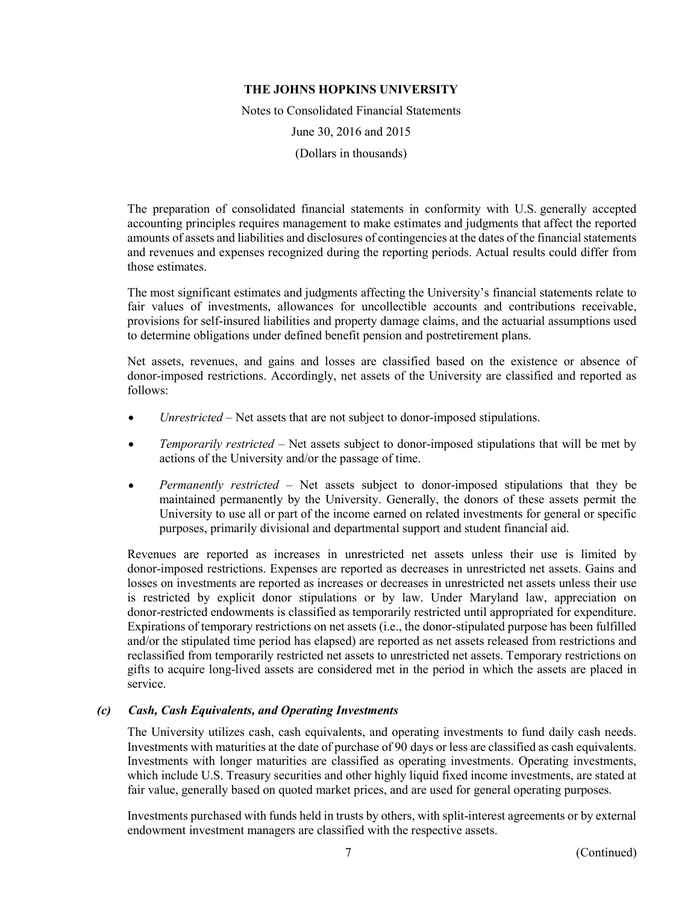The preparation of consolidated financial statements in conformity with U.S. generally accepted accounting principles requires management to make estimates and judgments that affect the reported amounts of assets and liabilities and disclosures of contingencies at the dates of the financial statements and revenues and expenses recognized during the reporting periods. Actual results could differ from those estimates.

The most significant estimates and judgments affecting the University's financial statements relate to fair values of investments, allowances for uncollectible accounts and contributions receivable, provisions for self-insured liabilities and property damage claims, and the actuarial assumptions used to determine obligations under defined benefit pension and postretirement plans.

Net assets, revenues, and gains and losses are classified based on the existence or absence of donor-imposed restrictions. Accordingly, net assets of the University are classified and reported as follows:

- *Unrestricted* – Net assets that are not subject to donor-imposed stipulations.
- *Temporarily restricted* – Net assets subject to donor-imposed stipulations that will be met by actions of the University and/or the passage of time.
- *Permanently restricted* – Net assets subject to donor-imposed stipulations that they be maintained permanently by the University. Generally, the donors of these assets permit the University to use all or part of the income earned on related investments for general or specific purposes, primarily divisional and departmental support and student financial aid.

Revenues are reported as increases in unrestricted net assets unless their use is limited by donor-imposed restrictions. Expenses are reported as decreases in unrestricted net assets. Gains and losses on investments are reported as increases or decreases in unrestricted net assets unless their use is restricted by explicit donor stipulations or by law. Under Maryland law, appreciation on donor-restricted endowments is classified as temporarily restricted until appropriated for expenditure. Expirations of temporary restrictions on net assets (i.e., the donor-stipulated purpose has been fulfilled and/or the stipulated time period has elapsed) are reported as net assets released from restrictions and reclassified from temporarily restricted net assets to unrestricted net assets. Temporary restrictions on gifts to acquire long-lived assets are considered met in the period in which the assets are placed in service.

### *(c) Cash, Cash Equivalents, and Operating Investments*

The University utilizes cash, cash equivalents, and operating investments to fund daily cash needs. Investments with maturities at the date of purchase of 90 days or less are classified as cash equivalents. Investments with longer maturities are classified as operating investments. Operating investments, which include U.S. Treasury securities and other highly liquid fixed income investments, are stated at fair value, generally based on quoted market prices, and are used for general operating purposes.

Investments purchased with funds held in trusts by others, with split-interest agreements or by external endowment investment managers are classified with the respective assets.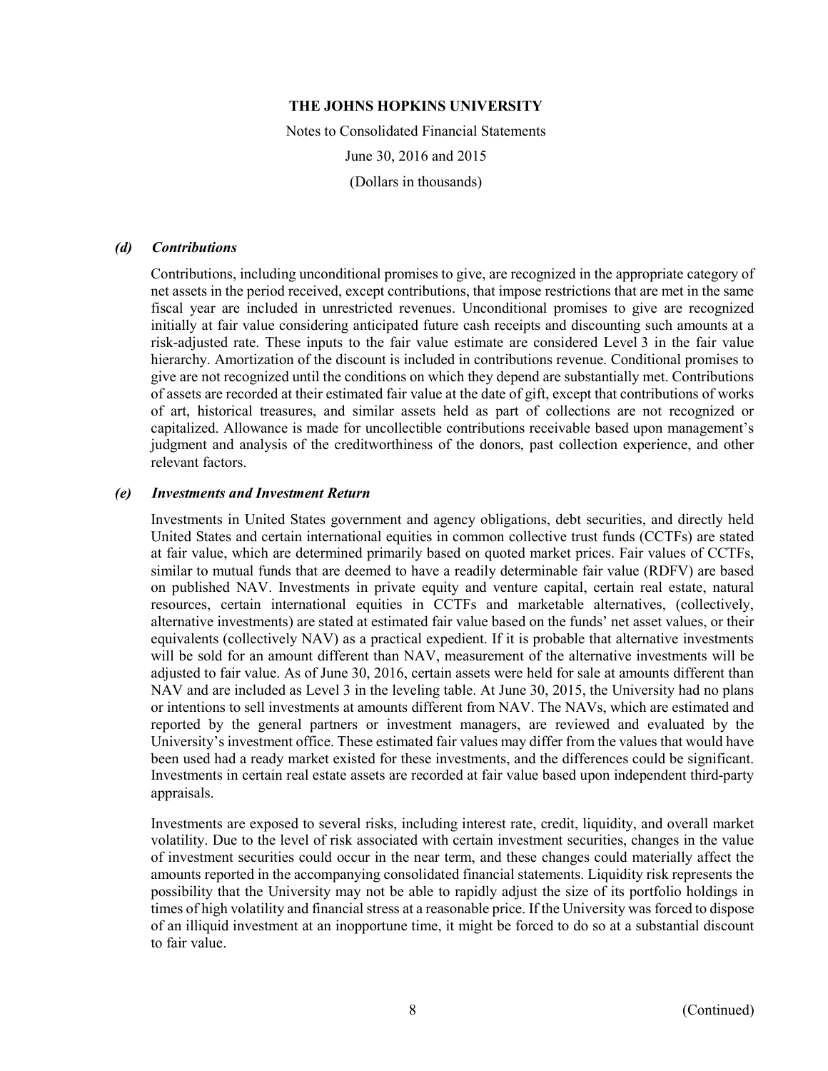### *(d) Contributions*

Contributions, including unconditional promises to give, are recognized in the appropriate category of net assets in the period received, except contributions, that impose restrictions that are met in the same fiscal year are included in unrestricted revenues. Unconditional promises to give are recognized initially at fair value considering anticipated future cash receipts and discounting such amounts at a risk-adjusted rate. These inputs to the fair value estimate are considered Level 3 in the fair value hierarchy. Amortization of the discount is included in contributions revenue. Conditional promises to give are not recognized until the conditions on which they depend are substantially met. Contributions of assets are recorded at their estimated fair value at the date of gift, except that contributions of works of art, historical treasures, and similar assets held as part of collections are not recognized or capitalized. Allowance is made for uncollectible contributions receivable based upon management's judgment and analysis of the creditworthiness of the donors, past collection experience, and other relevant factors.

### *(e) Investments and Investment Return*

Investments in United States government and agency obligations, debt securities, and directly held United States and certain international equities in common collective trust funds (CCTFs) are stated at fair value, which are determined primarily based on quoted market prices. Fair values of CCTFs, similar to mutual funds that are deemed to have a readily determinable fair value (RDFV) are based on published NAV. Investments in private equity and venture capital, certain real estate, natural resources, certain international equities in CCTFs and marketable alternatives, (collectively, alternative investments) are stated at estimated fair value based on the funds' net asset values, or their equivalents (collectively NAV) as a practical expedient. If it is probable that alternative investments will be sold for an amount different than NAV, measurement of the alternative investments will be adjusted to fair value. As of June 30, 2016, certain assets were held for sale at amounts different than NAV and are included as Level 3 in the leveling table. At June 30, 2015, the University had no plans or intentions to sell investments at amounts different from NAV. The NAVs, which are estimated and reported by the general partners or investment managers, are reviewed and evaluated by the University's investment office. These estimated fair values may differ from the values that would have been used had a ready market existed for these investments, and the differences could be significant. Investments in certain real estate assets are recorded at fair value based upon independent third-party appraisals.

Investments are exposed to several risks, including interest rate, credit, liquidity, and overall market volatility. Due to the level of risk associated with certain investment securities, changes in the value of investment securities could occur in the near term, and these changes could materially affect the amounts reported in the accompanying consolidated financial statements. Liquidity risk represents the possibility that the University may not be able to rapidly adjust the size of its portfolio holdings in times of high volatility and financial stress at a reasonable price. If the University was forced to dispose of an illiquid investment at an inopportune time, it might be forced to do so at a substantial discount to fair value.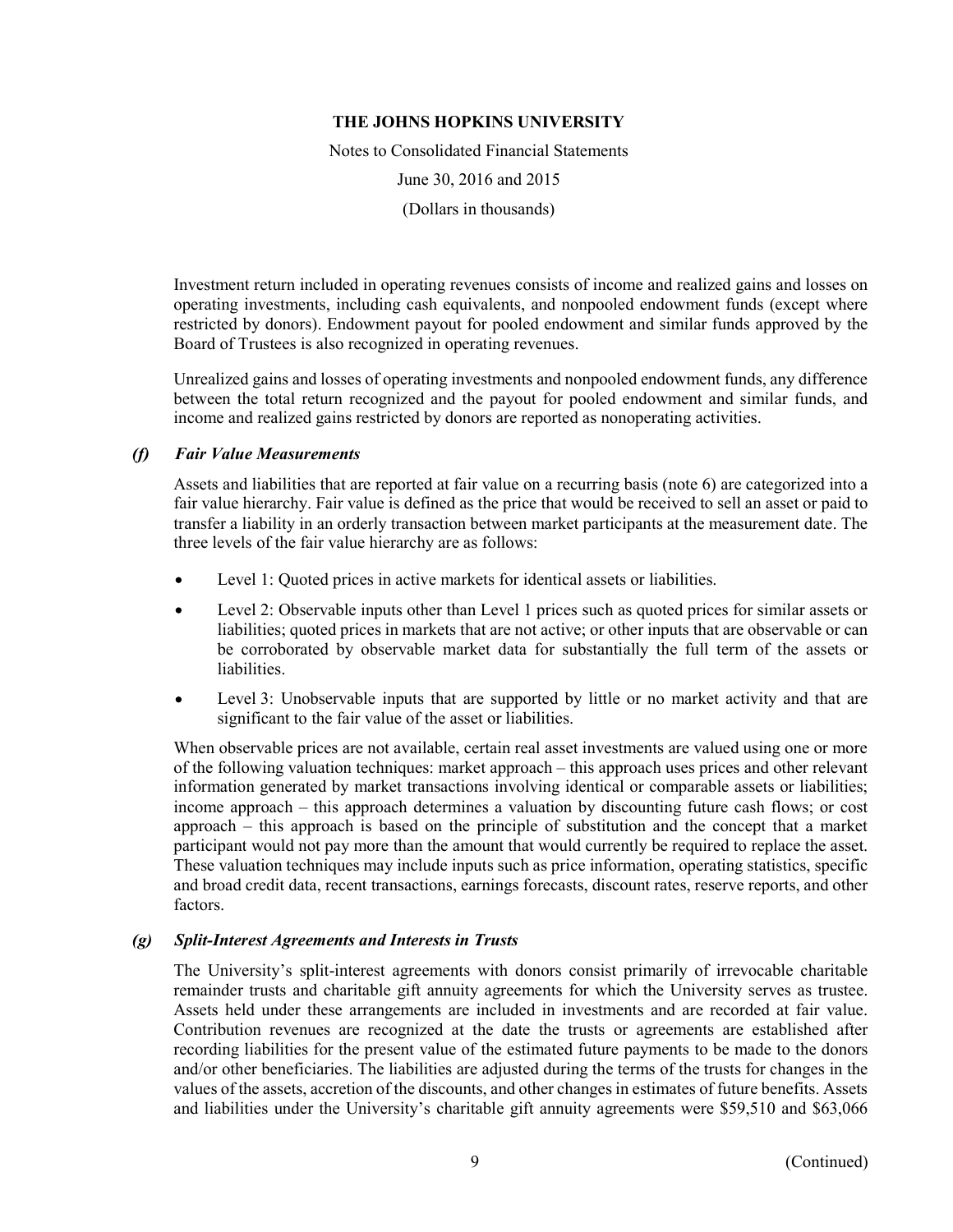Investment return included in operating revenues consists of income and realized gains and losses on operating investments, including cash equivalents, and nonpooled endowment funds (except where restricted by donors). Endowment payout for pooled endowment and similar funds approved by the Board of Trustees is also recognized in operating revenues.

Unrealized gains and losses of operating investments and nonpooled endowment funds, any difference between the total return recognized and the payout for pooled endowment and similar funds, and income and realized gains restricted by donors are reported as nonoperating activities.

### *(f) Fair Value Measurements*

Assets and liabilities that are reported at fair value on a recurring basis (note 6) are categorized into a fair value hierarchy. Fair value is defined as the price that would be received to sell an asset or paid to transfer a liability in an orderly transaction between market participants at the measurement date. The three levels of the fair value hierarchy are as follows:

- Level 1: Quoted prices in active markets for identical assets or liabilities.
- Level 2: Observable inputs other than Level 1 prices such as quoted prices for similar assets or liabilities; quoted prices in markets that are not active; or other inputs that are observable or can be corroborated by observable market data for substantially the full term of the assets or liabilities.
- Level 3: Unobservable inputs that are supported by little or no market activity and that are significant to the fair value of the asset or liabilities.

When observable prices are not available, certain real asset investments are valued using one or more of the following valuation techniques: market approach – this approach uses prices and other relevant information generated by market transactions involving identical or comparable assets or liabilities; income approach – this approach determines a valuation by discounting future cash flows; or cost approach – this approach is based on the principle of substitution and the concept that a market participant would not pay more than the amount that would currently be required to replace the asset. These valuation techniques may include inputs such as price information, operating statistics, specific and broad credit data, recent transactions, earnings forecasts, discount rates, reserve reports, and other factors.

### *(g) Split-Interest Agreements and Interests in Trusts*

The University's split-interest agreements with donors consist primarily of irrevocable charitable remainder trusts and charitable gift annuity agreements for which the University serves as trustee. Assets held under these arrangements are included in investments and are recorded at fair value. Contribution revenues are recognized at the date the trusts or agreements are established after recording liabilities for the present value of the estimated future payments to be made to the donors and/or other beneficiaries. The liabilities are adjusted during the terms of the trusts for changes in the values of the assets, accretion of the discounts, and other changes in estimates of future benefits. Assets and liabilities under the University's charitable gift annuity agreements were $59,510 and $63,066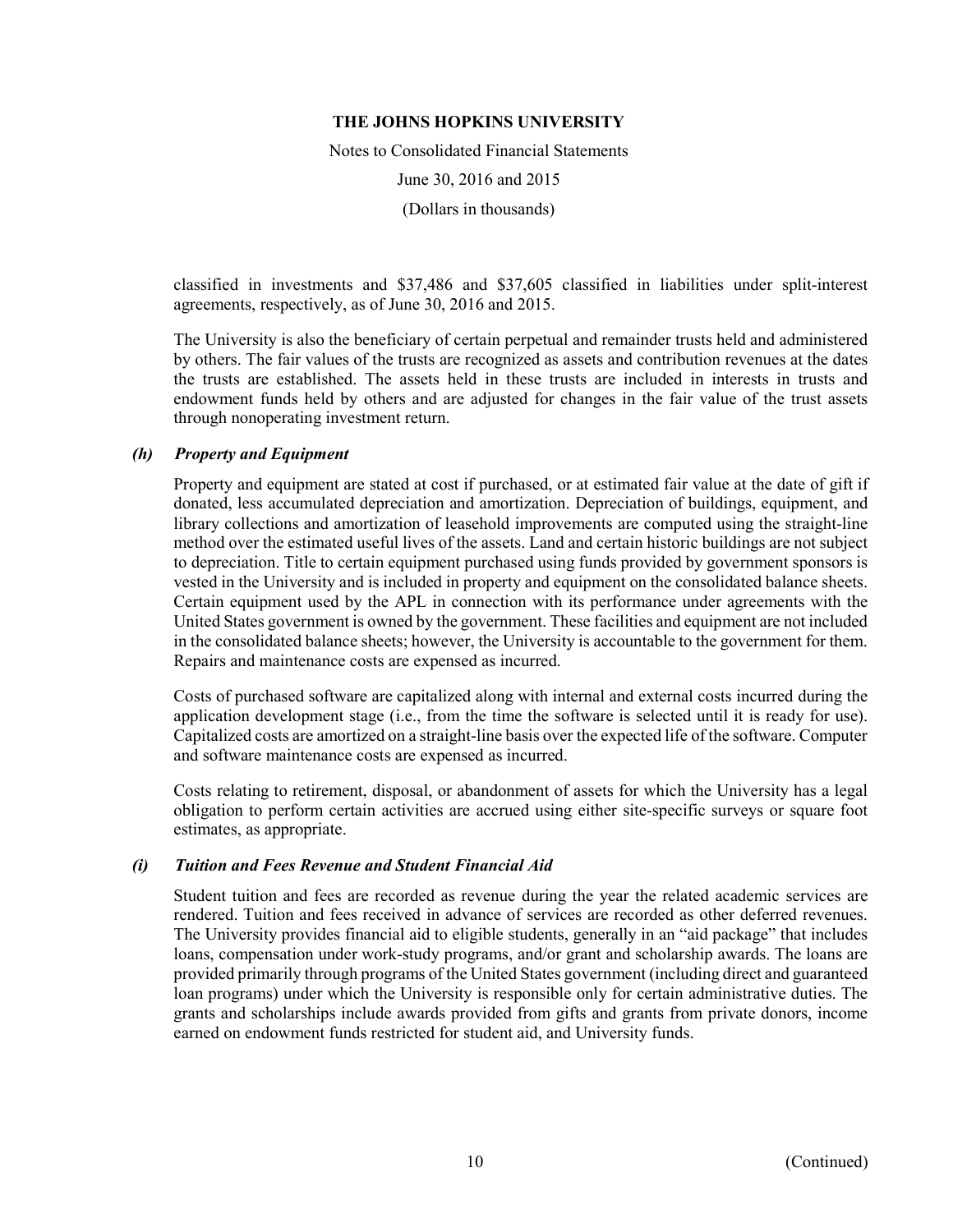classified in investments and $37,486 and $37,605 classified in liabilities under split-interest agreements, respectively, as of June 30, 2016 and 2015.

The University is also the beneficiary of certain perpetual and remainder trusts held and administered by others. The fair values of the trusts are recognized as assets and contribution revenues at the dates the trusts are established. The assets held in these trusts are included in interests in trusts and endowment funds held by others and are adjusted for changes in the fair value of the trust assets through nonoperating investment return.

### *(h) Property and Equipment*

Property and equipment are stated at cost if purchased, or at estimated fair value at the date of gift if donated, less accumulated depreciation and amortization. Depreciation of buildings, equipment, and library collections and amortization of leasehold improvements are computed using the straight-line method over the estimated useful lives of the assets. Land and certain historic buildings are not subject to depreciation. Title to certain equipment purchased using funds provided by government sponsors is vested in the University and is included in property and equipment on the consolidated balance sheets. Certain equipment used by the APL in connection with its performance under agreements with the United States government is owned by the government. These facilities and equipment are not included in the consolidated balance sheets; however, the University is accountable to the government for them. Repairs and maintenance costs are expensed as incurred.

Costs of purchased software are capitalized along with internal and external costs incurred during the application development stage (i.e., from the time the software is selected until it is ready for use). Capitalized costs are amortized on a straight-line basis over the expected life of the software. Computer and software maintenance costs are expensed as incurred.

Costs relating to retirement, disposal, or abandonment of assets for which the University has a legal obligation to perform certain activities are accrued using either site-specific surveys or square foot estimates, as appropriate.

### *(i) Tuition and Fees Revenue and Student Financial Aid*

Student tuition and fees are recorded as revenue during the year the related academic services are rendered. Tuition and fees received in advance of services are recorded as other deferred revenues. The University provides financial aid to eligible students, generally in an "aid package" that includes loans, compensation under work-study programs, and/or grant and scholarship awards. The loans are provided primarily through programs of the United States government (including direct and guaranteed loan programs) under which the University is responsible only for certain administrative duties. The grants and scholarships include awards provided from gifts and grants from private donors, income earned on endowment funds restricted for student aid, and University funds.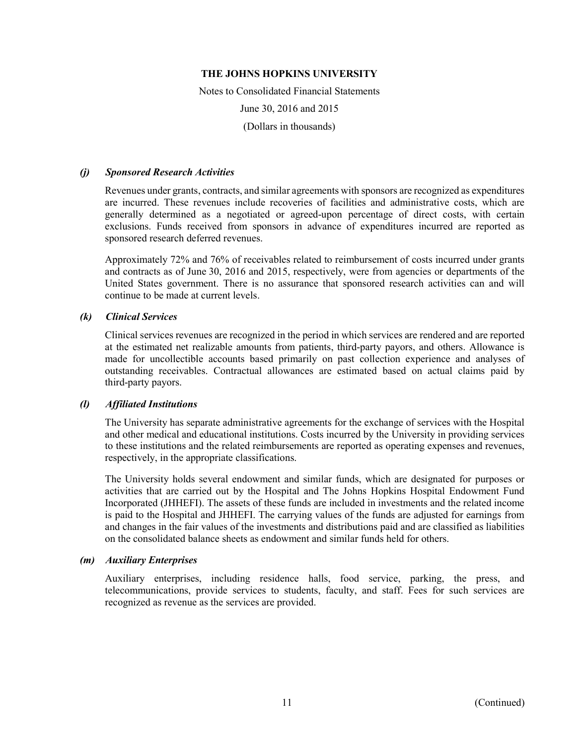### *(j) Sponsored Research Activities*

Revenues under grants, contracts, and similar agreements with sponsors are recognized as expenditures are incurred. These revenues include recoveries of facilities and administrative costs, which are generally determined as a negotiated or agreed-upon percentage of direct costs, with certain exclusions. Funds received from sponsors in advance of expenditures incurred are reported as sponsored research deferred revenues.

Approximately 72% and 76% of receivables related to reimbursement of costs incurred under grants and contracts as of June 30, 2016 and 2015, respectively, were from agencies or departments of the United States government. There is no assurance that sponsored research activities can and will continue to be made at current levels.

### *(k) Clinical Services*

Clinical services revenues are recognized in the period in which services are rendered and are reported at the estimated net realizable amounts from patients, third-party payors, and others. Allowance is made for uncollectible accounts based primarily on past collection experience and analyses of outstanding receivables. Contractual allowances are estimated based on actual claims paid by third-party payors.

### *(l) Affiliated Institutions*

The University has separate administrative agreements for the exchange of services with the Hospital and other medical and educational institutions. Costs incurred by the University in providing services to these institutions and the related reimbursements are reported as operating expenses and revenues, respectively, in the appropriate classifications.

The University holds several endowment and similar funds, which are designated for purposes or activities that are carried out by the Hospital and The Johns Hopkins Hospital Endowment Fund Incorporated (JHHEFI). The assets of these funds are included in investments and the related income is paid to the Hospital and JHHEFI. The carrying values of the funds are adjusted for earnings from and changes in the fair values of the investments and distributions paid and are classified as liabilities on the consolidated balance sheets as endowment and similar funds held for others.

### *(m) Auxiliary Enterprises*

Auxiliary enterprises, including residence halls, food service, parking, the press, and telecommunications, provide services to students, faculty, and staff. Fees for such services are recognized as revenue as the services are provided.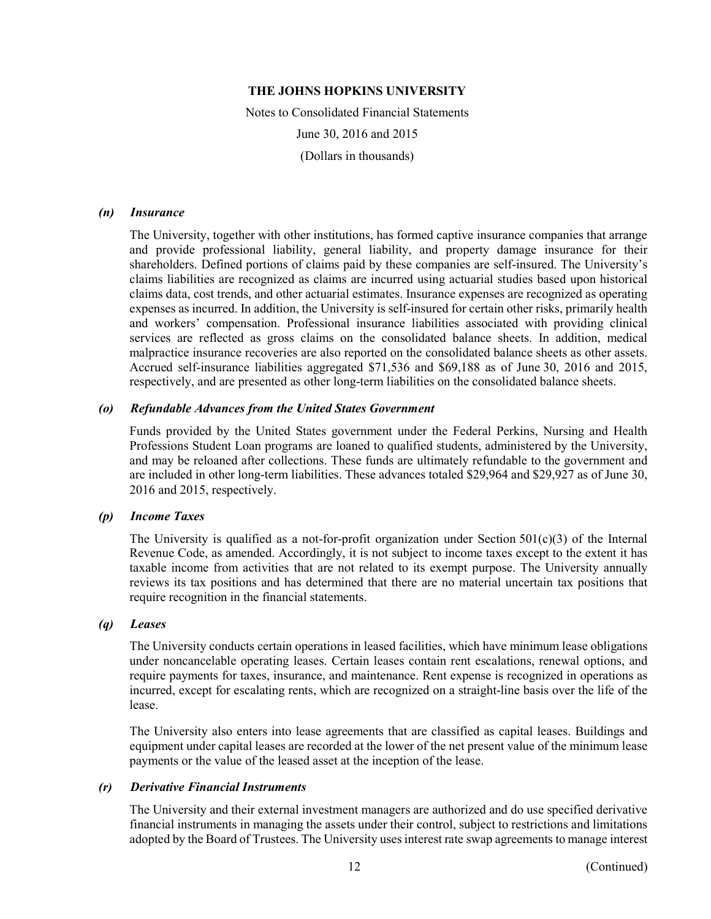### *(n) Insurance*

The University, together with other institutions, has formed captive insurance companies that arrange and provide professional liability, general liability, and property damage insurance for their shareholders. Defined portions of claims paid by these companies are self-insured. The University's claims liabilities are recognized as claims are incurred using actuarial studies based upon historical claims data, cost trends, and other actuarial estimates. Insurance expenses are recognized as operating expenses as incurred. In addition, the University is self-insured for certain other risks, primarily health and workers' compensation. Professional insurance liabilities associated with providing clinical services are reflected as gross claims on the consolidated balance sheets. In addition, medical malpractice insurance recoveries are also reported on the consolidated balance sheets as other assets. Accrued self-insurance liabilities aggregated $71,536 and $69,188 as of June 30, 2016 and 2015, respectively, and are presented as other long-term liabilities on the consolidated balance sheets.

### *(o) Refundable Advances from the United States Government*

Funds provided by the United States government under the Federal Perkins, Nursing and Health Professions Student Loan programs are loaned to qualified students, administered by the University, and may be reloaned after collections. These funds are ultimately refundable to the government and are included in other long-term liabilities. These advances totaled $29,964 and $29,927 as of June 30, 2016 and 2015, respectively.

### *(p) Income Taxes*

The University is qualified as a not-for-profit organization under Section 501(c)(3) of the Internal Revenue Code, as amended. Accordingly, it is not subject to income taxes except to the extent it has taxable income from activities that are not related to its exempt purpose. The University annually reviews its tax positions and has determined that there are no material uncertain tax positions that require recognition in the financial statements.

### *(q) Leases*

The University conducts certain operations in leased facilities, which have minimum lease obligations under noncancelable operating leases. Certain leases contain rent escalations, renewal options, and require payments for taxes, insurance, and maintenance. Rent expense is recognized in operations as incurred, except for escalating rents, which are recognized on a straight-line basis over the life of the lease.

The University also enters into lease agreements that are classified as capital leases. Buildings and equipment under capital leases are recorded at the lower of the net present value of the minimum lease payments or the value of the leased asset at the inception of the lease.

### *(r) Derivative Financial Instruments*

The University and their external investment managers are authorized and do use specified derivative financial instruments in managing the assets under their control, subject to restrictions and limitations adopted by the Board of Trustees. The University uses interest rate swap agreements to manage interest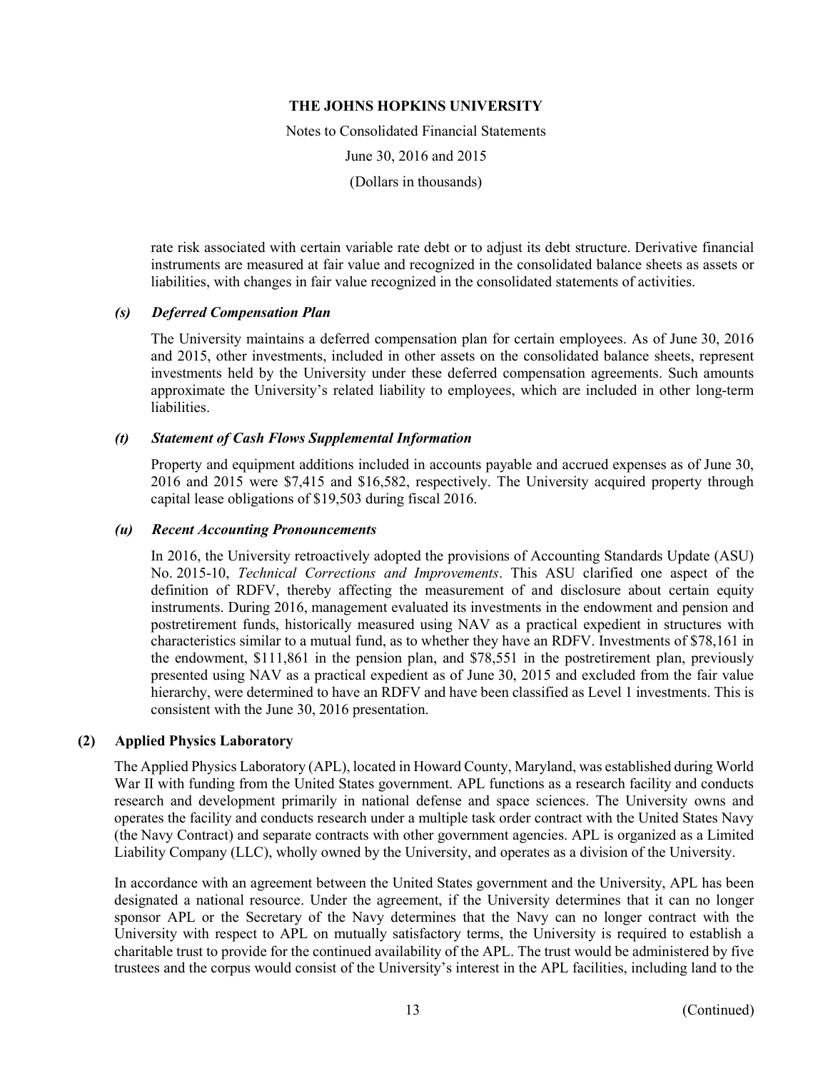rate risk associated with certain variable rate debt or to adjust its debt structure. Derivative financial instruments are measured at fair value and recognized in the consolidated balance sheets as assets or liabilities, with changes in fair value recognized in the consolidated statements of activities.

### *(s) Deferred Compensation Plan*

The University maintains a deferred compensation plan for certain employees. As of June 30, 2016 and 2015, other investments, included in other assets on the consolidated balance sheets, represent investments held by the University under these deferred compensation agreements. Such amounts approximate the University's related liability to employees, which are included in other long-term liabilities.

### *(t) Statement of Cash Flows Supplemental Information*

Property and equipment additions included in accounts payable and accrued expenses as of June 30, 2016 and 2015 were $7,415 and $16,582, respectively. The University acquired property through capital lease obligations of $19,503 during fiscal 2016.

### *(u) Recent Accounting Pronouncements*

In 2016, the University retroactively adopted the provisions of Accounting Standards Update (ASU) No. 2015-10, *Technical Corrections and Improvements*. This ASU clarified one aspect of the definition of RDFV, thereby affecting the measurement of and disclosure about certain equity instruments. During 2016, management evaluated its investments in the endowment and pension and postretirement funds, historically measured using NAV as a practical expedient in structures with characteristics similar to a mutual fund, as to whether they have an RDFV. Investments of $78,161 in the endowment, $111,861 in the pension plan, and $78,551 in the postretirement plan, previously presented using NAV as a practical expedient as of June 30, 2015 and excluded from the fair value hierarchy, were determined to have an RDFV and have been classified as Level 1 investments. This is consistent with the June 30, 2016 presentation.

## (2) Applied Physics Laboratory

The Applied Physics Laboratory (APL), located in Howard County, Maryland, was established during World War II with funding from the United States government. APL functions as a research facility and conducts research and development primarily in national defense and space sciences. The University owns and operates the facility and conducts research under a multiple task order contract with the United States Navy (the Navy Contract) and separate contracts with other government agencies. APL is organized as a Limited Liability Company (LLC), wholly owned by the University, and operates as a division of the University.

In accordance with an agreement between the United States government and the University, APL has been designated a national resource. Under the agreement, if the University determines that it can no longer sponsor APL or the Secretary of the Navy determines that the Navy can no longer contract with the University with respect to APL on mutually satisfactory terms, the University is required to establish a charitable trust to provide for the continued availability of the APL. The trust would be administered by five trustees and the corpus would consist of the University's interest in the APL facilities, including land to the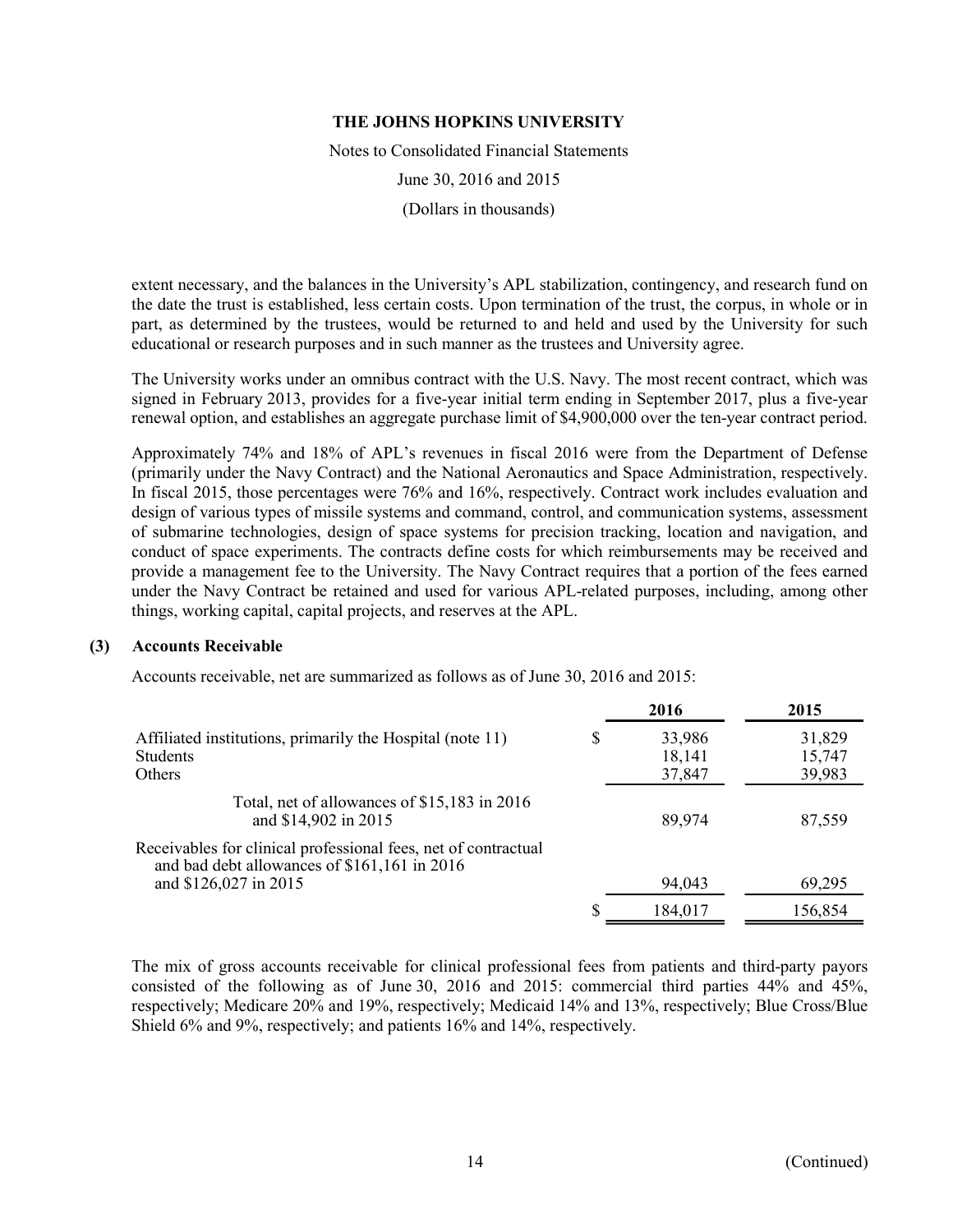extent necessary, and the balances in the University's APL stabilization, contingency, and research fund on the date the trust is established, less certain costs. Upon termination of the trust, the corpus, in whole or in part, as determined by the trustees, would be returned to and held and used by the University for such educational or research purposes and in such manner as the trustees and University agree.

The University works under an omnibus contract with the U.S. Navy. The most recent contract, which was signed in February 2013, provides for a five-year initial term ending in September 2017, plus a five-year renewal option, and establishes an aggregate purchase limit of $4,900,000 over the ten-year contract period.

Approximately 74% and 18% of APL's revenues in fiscal 2016 were from the Department of Defense (primarily under the Navy Contract) and the National Aeronautics and Space Administration, respectively. In fiscal 2015, those percentages were 76% and 16%, respectively. Contract work includes evaluation and design of various types of missile systems and command, control, and communication systems, assessment of submarine technologies, design of space systems for precision tracking, location and navigation, and conduct of space experiments. The contracts define costs for which reimbursements may be received and provide a management fee to the University. The Navy Contract requires that a portion of the fees earned under the Navy Contract be retained and used for various APL-related purposes, including, among other things, working capital, capital projects, and reserves at the APL.

## (3) Accounts Receivable

Accounts receivable, net are summarized as follows as of June 30, 2016 and 2015:

| | 2016 | 2015 |
|---|---|---|
| Affiliated institutions, primarily the Hospital (note 11) | $ 33,986 | 31,829 |
| Students | 18,141 | 15,747 |
| Others | 37,847 | 39,983 |
| Total, net of allowances of $15,183 in 2016 and $14,902 in 2015 | 89,974 | 87,559 |
| Receivables for clinical professional fees, net of contractual and bad debt allowances of $161,161 in 2016 and $126,027 in 2015 | 94,043 | 69,295 |
| | $ 184,017 | 156,854 |

The mix of gross accounts receivable for clinical professional fees from patients and third-party payors consisted of the following as of June 30, 2016 and 2015: commercial third parties 44% and 45%, respectively; Medicare 20% and 19%, respectively; Medicaid 14% and 13%, respectively; Blue Cross/Blue Shield 6% and 9%, respectively; and patients 16% and 14%, respectively.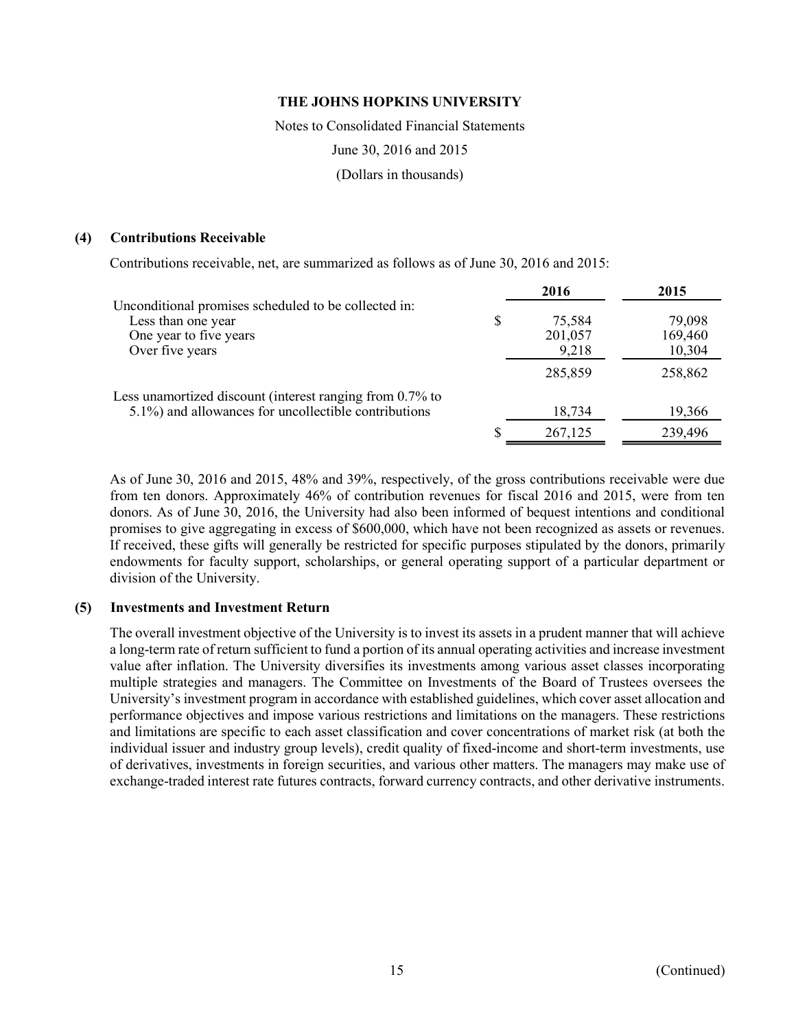### (4) Contributions Receivable

Contributions receivable, net, are summarized as follows as of June 30, 2016 and 2015:

| | 2016 | 2015 |
|---|---|---|
| Unconditional promises scheduled to be collected in: | | |
| Less than one year | $ 75,584 | 79,098 |
| One year to five years | 201,057 | 169,460 |
| Over five years | 9,218 | 10,304 |
| | 285,859 | 258,862 |
| Less unamortized discount (interest ranging from 0.7% to 5.1%) and allowances for uncollectible contributions | 18,734 | 19,366 |
| | $ 267,125 | 239,496 |

As of June 30, 2016 and 2015, 48% and 39%, respectively, of the gross contributions receivable were due from ten donors. Approximately 46% of contribution revenues for fiscal 2016 and 2015, were from ten donors. As of June 30, 2016, the University had also been informed of bequest intentions and conditional promises to give aggregating in excess of $600,000, which have not been recognized as assets or revenues. If received, these gifts will generally be restricted for specific purposes stipulated by the donors, primarily endowments for faculty support, scholarships, or general operating support of a particular department or division of the University.

### (5) Investments and Investment Return

The overall investment objective of the University is to invest its assets in a prudent manner that will achieve a long-term rate of return sufficient to fund a portion of its annual operating activities and increase investment value after inflation. The University diversifies its investments among various asset classes incorporating multiple strategies and managers. The Committee on Investments of the Board of Trustees oversees the University's investment program in accordance with established guidelines, which cover asset allocation and performance objectives and impose various restrictions and limitations on the managers. These restrictions and limitations are specific to each asset classification and cover concentrations of market risk (at both the individual issuer and industry group levels), credit quality of fixed-income and short-term investments, use of derivatives, investments in foreign securities, and various other matters. The managers may make use of exchange-traded interest rate futures contracts, forward currency contracts, and other derivative instruments.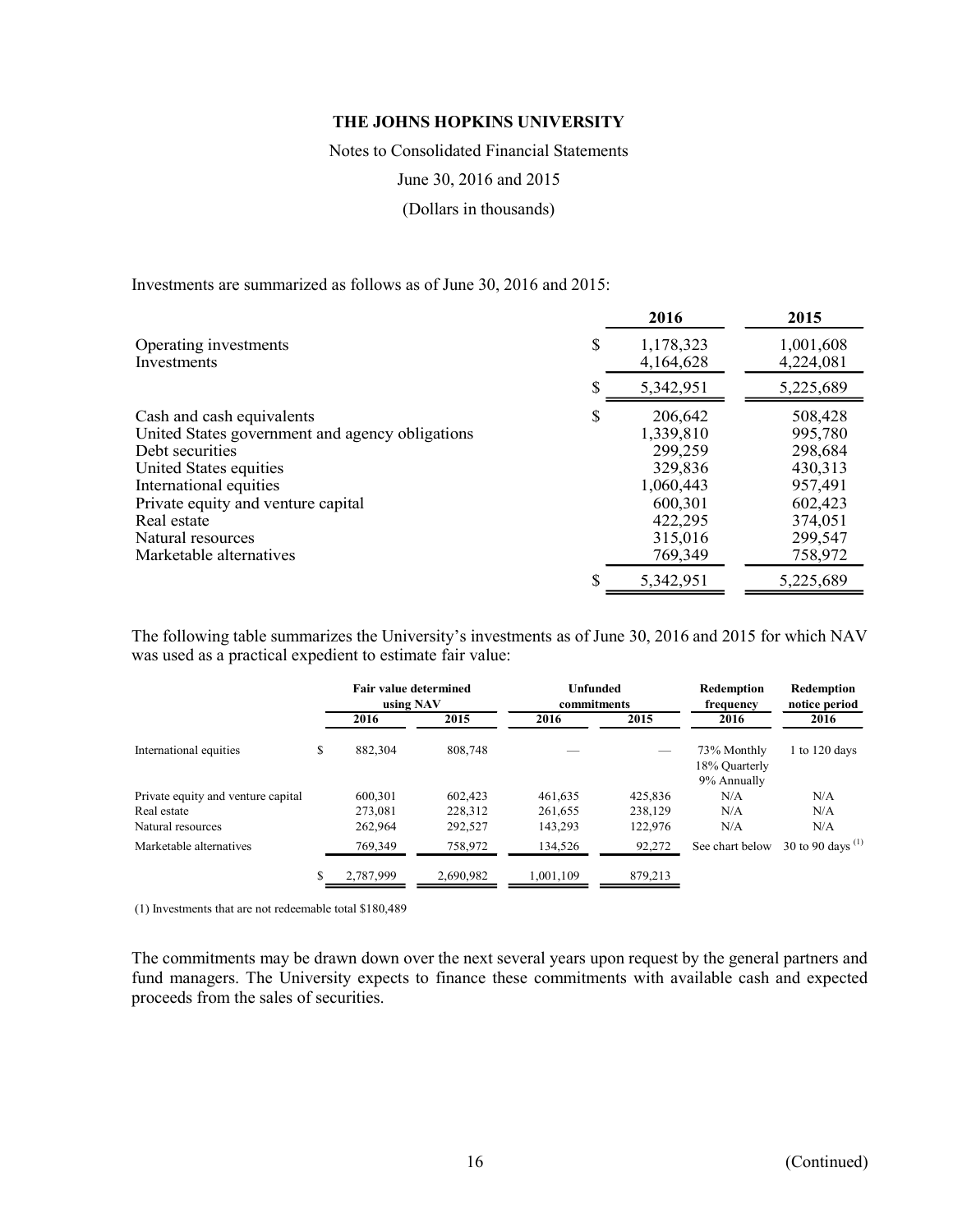Investments are summarized as follows as of June 30, 2016 and 2015:

| | 2016 | 2015 |
|---|---|---|
| Operating investments | $ 1,178,323 | 1,001,608 |
| Investments | 4,164,628 | 4,224,081 |
| | $ 5,342,951 | 5,225,689 |
| Cash and cash equivalents | $ 206,642 | 508,428 |
| United States government and agency obligations | 1,339,810 | 995,780 |
| Debt securities | 299,259 | 298,684 |
| United States equities | 329,836 | 430,313 |
| International equities | 1,060,443 | 957,491 |
| Private equity and venture capital | 600,301 | 602,423 |
| Real estate | 422,295 | 374,051 |
| Natural resources | 315,016 | 299,547 |
| Marketable alternatives | 769,349 | 758,972 |
| | $ 5,342,951 | 5,225,689 |

The following table summarizes the University's investments as of June 30, 2016 and 2015 for which NAV was used as a practical expedient to estimate fair value:

| | Fair value determined using NAV | | Unfunded commitments | | Redemption frequency | Redemption notice period |
|---|---|---|---|---|---|---|
| | 2016 | 2015 | 2016 | 2015 | 2016 | 2016 |
| International equities | $ 882,304 | 808,748 | — | — | 73% Monthly<br>18% Quarterly<br>9% Annually | 1 to 120 days |
| Private equity and venture capital | 600,301 | 602,423 | 461,635 | 425,836 | N/A | N/A |
| Real estate | 273,081 | 228,312 | 261,655 | 238,129 | N/A | N/A |
| Natural resources | 262,964 | 292,527 | 143,293 | 122,976 | N/A | N/A |
| Marketable alternatives | 769,349 | 758,972 | 134,526 | 92,272 | See chart below | 30 to 90 days [(1)] |
| | $ 2,787,999 | 2,690,982 | 1,001,109 | 879,213 | | |

(1) Investments that are not redeemable total $180,489

The commitments may be drawn down over the next several years upon request by the general partners and fund managers. The University expects to finance these commitments with available cash and expected proceeds from the sales of securities.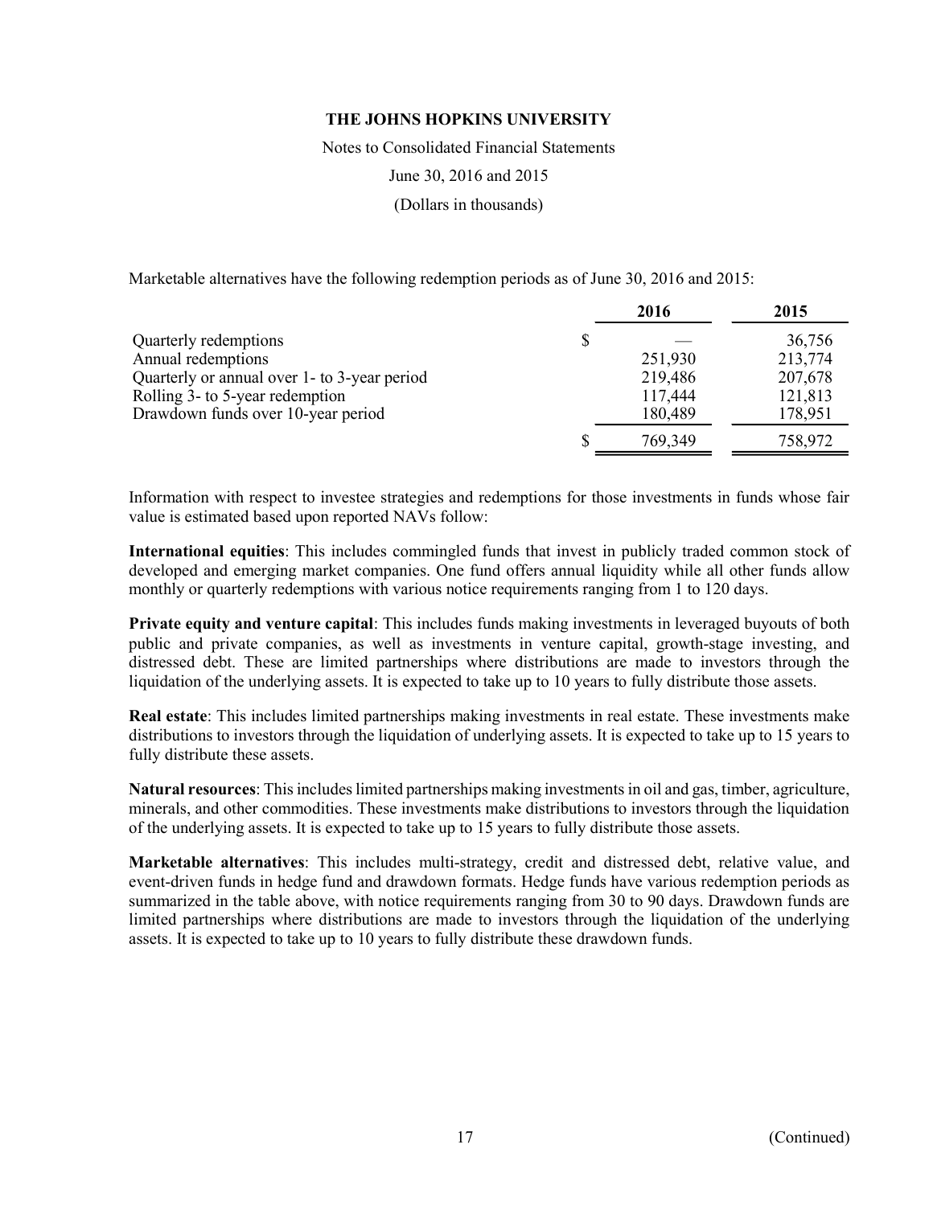Marketable alternatives have the following redemption periods as of June 30, 2016 and 2015:

| | 2016 | 2015 |
|---|---|---|
| Quarterly redemptions | $ — | 36,756 |
| Annual redemptions | 251,930 | 213,774 |
| Quarterly or annual over 1- to 3-year period | 219,486 | 207,678 |
| Rolling 3- to 5-year redemption | 117,444 | 121,813 |
| Drawdown funds over 10-year period | 180,489 | 178,951 |
| | $ 769,349 | 758,972 |

Information with respect to investee strategies and redemptions for those investments in funds whose fair value is estimated based upon reported NAVs follow:

**International equities**: This includes commingled funds that invest in publicly traded common stock of developed and emerging market companies. One fund offers annual liquidity while all other funds allow monthly or quarterly redemptions with various notice requirements ranging from 1 to 120 days.

**Private equity and venture capital**: This includes funds making investments in leveraged buyouts of both public and private companies, as well as investments in venture capital, growth-stage investing, and distressed debt. These are limited partnerships where distributions are made to investors through the liquidation of the underlying assets. It is expected to take up to 10 years to fully distribute those assets.

**Real estate**: This includes limited partnerships making investments in real estate. These investments make distributions to investors through the liquidation of underlying assets. It is expected to take up to 15 years to fully distribute these assets.

**Natural resources**: This includes limited partnerships making investments in oil and gas, timber, agriculture, minerals, and other commodities. These investments make distributions to investors through the liquidation of the underlying assets. It is expected to take up to 15 years to fully distribute those assets.

**Marketable alternatives**: This includes multi-strategy, credit and distressed debt, relative value, and event-driven funds in hedge fund and drawdown formats. Hedge funds have various redemption periods as summarized in the table above, with notice requirements ranging from 30 to 90 days. Drawdown funds are limited partnerships where distributions are made to investors through the liquidation of the underlying assets. It is expected to take up to 10 years to fully distribute these drawdown funds.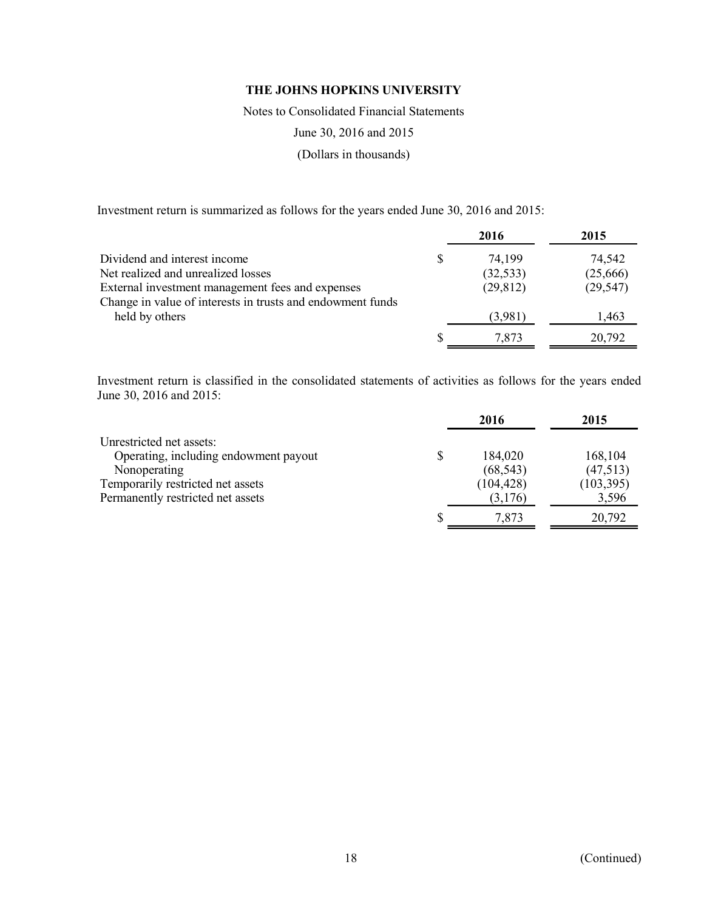# THE JOHNS HOPKINS UNIVERSITY

Notes to Consolidated Financial Statements

June 30, 2016 and 2015

(Dollars in thousands)

Investment return is summarized as follows for the years ended June 30, 2016 and 2015:

| | 2016 | 2015 |
|---|---|---|
| Dividend and interest income | $ 74,199 | 74,542 |
| Net realized and unrealized losses | (32,533) | (25,666) |
| External investment management fees and expenses | (29,812) | (29,547) |
| Change in value of interests in trusts and endowment funds held by others | (3,981) | 1,463 |
| | $ 7,873 | 20,792 |

Investment return is classified in the consolidated statements of activities as follows for the years ended June 30, 2016 and 2015:

| | 2016 | 2015 |
|---|---|---|
| Unrestricted net assets: | | |
| Operating, including endowment payout | $ 184,020 | 168,104 |
| Nonoperating | (68,543) | (47,513) |
| Temporarily restricted net assets | (104,428) | (103,395) |
| Permanently restricted net assets | (3,176) | 3,596 |
| | $ 7,873 | 20,792 |

(Continued)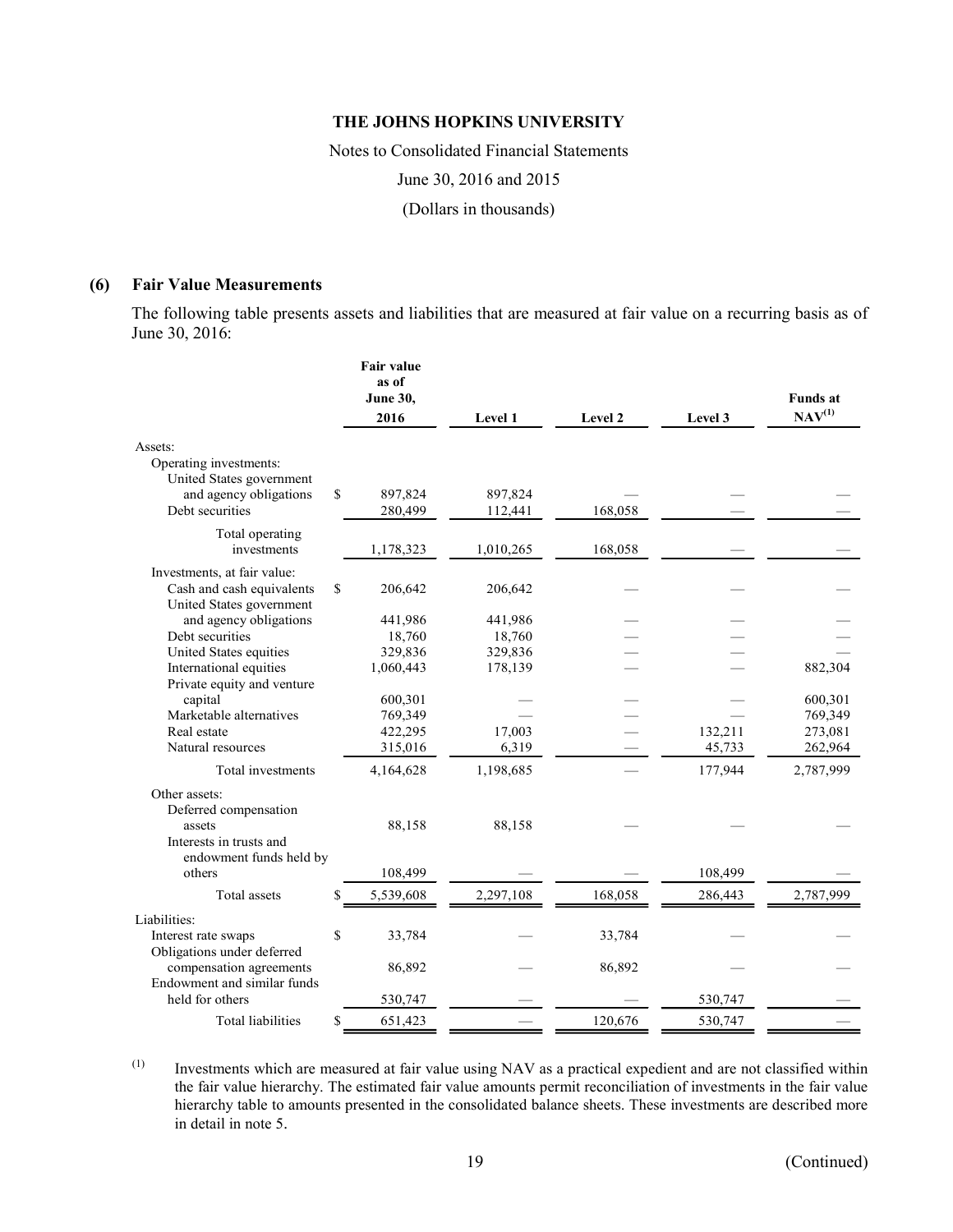### (6) Fair Value Measurements

The following table presents assets and liabilities that are measured at fair value on a recurring basis as of June 30, 2016:

| | Fair value as of June 30, 2016 | Level 1 | Level 2 | Level 3 | Funds at NAV[(1)] |
|---|---|---|---|---|---|
| Assets: | | | | | |
| Operating investments: | | | | | |
| United States government and agency obligations | $ 897,824 | 897,824 | — | — | — |
| Debt securities | 280,499 | 112,441 | 168,058 | — | — |
| Total operating investments | 1,178,323 | 1,010,265 | 168,058 | — | — |
| Investments, at fair value: | | | | | |
| Cash and cash equivalents | $ 206,642 | 206,642 | — | — | — |
| United States government and agency obligations | 441,986 | 441,986 | — | — | — |
| Debt securities | 18,760 | 18,760 | — | — | — |
| United States equities | 329,836 | 329,836 | — | — | — |
| International equities | 1,060,443 | 178,139 | — | — | 882,304 |
| Private equity and venture capital | 600,301 | — | — | — | 600,301 |
| Marketable alternatives | 769,349 | — | — | — | 769,349 |
| Real estate | 422,295 | 17,003 | — | 132,211 | 273,081 |
| Natural resources | 315,016 | 6,319 | — | 45,733 | 262,964 |
| Total investments | 4,164,628 | 1,198,685 | — | 177,944 | 2,787,999 |
| Other assets: | | | | | |
| Deferred compensation assets | 88,158 | 88,158 | — | — | — |
| Interests in trusts and endowment funds held by others | 108,499 | — | — | 108,499 | — |
| Total assets | $ 5,539,608 | 2,297,108 | 168,058 | 286,443 | 2,787,999 |
| Liabilities: | | | | | |
| Interest rate swaps | $ 33,784 | — | 33,784 | — | — |
| Obligations under deferred compensation agreements | 86,892 | — | 86,892 | — | — |
| Endowment and similar funds held for others | 530,747 | — | — | 530,747 | — |
| Total liabilities | $ 651,423 | — | 120,676 | 530,747 | — |

(1) Investments which are measured at fair value using NAV as a practical expedient and are not classified within the fair value hierarchy. The estimated fair value amounts permit reconciliation of investments in the fair value hierarchy table to amounts presented in the consolidated balance sheets. These investments are described more in detail in note 5.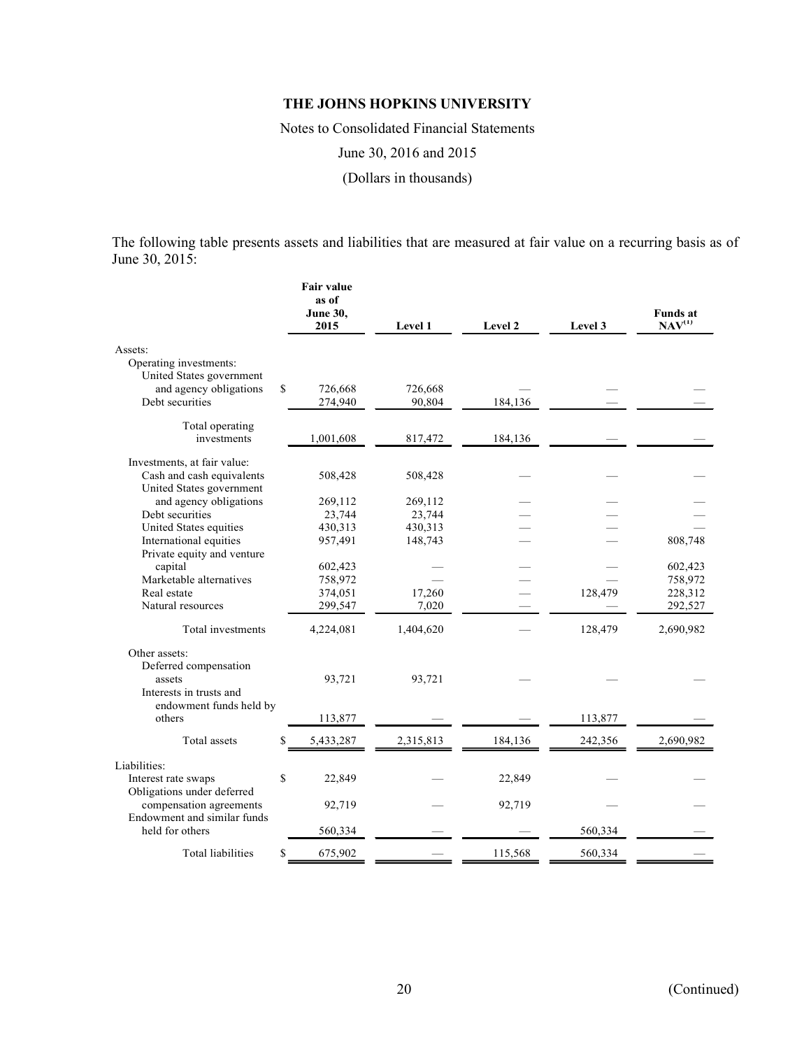**THE JOHNS HOPKINS UNIVERSITY**

Notes to Consolidated Financial Statements

June 30, 2016 and 2015

(Dollars in thousands)

The following table presents assets and liabilities that are measured at fair value on a recurring basis as of June 30, 2015:

| | Fair value as of June 30, 2015 | Level 1 | Level 2 | Level 3 | Funds at NAV[(1)] |
|---|---|---|---|---|---|
| Assets: | | | | | |
| Operating investments: | | | | | |
| United States government and agency obligations | $ 726,668 | 726,668 | — | — | — |
| Debt securities | 274,940 | 90,804 | 184,136 | — | — |
| Total operating investments | 1,001,608 | 817,472 | 184,136 | — | — |
| Investments, at fair value: | | | | | |
| Cash and cash equivalents | 508,428 | 508,428 | — | — | — |
| United States government and agency obligations | 269,112 | 269,112 | — | — | — |
| Debt securities | 23,744 | 23,744 | — | — | — |
| United States equities | 430,313 | 430,313 | — | — | — |
| International equities | 957,491 | 148,743 | — | — | 808,748 |
| Private equity and venture capital | 602,423 | — | — | — | 602,423 |
| Marketable alternatives | 758,972 | — | — | — | 758,972 |
| Real estate | 374,051 | 17,260 | — | 128,479 | 228,312 |
| Natural resources | 299,547 | 7,020 | — | — | 292,527 |
| Total investments | 4,224,081 | 1,404,620 | — | 128,479 | 2,690,982 |
| Other assets: | | | | | |
| Deferred compensation assets | 93,721 | 93,721 | — | — | — |
| Interests in trusts and endowment funds held by others | 113,877 | — | — | 113,877 | — |
| Total assets | $ 5,433,287 | 2,315,813 | 184,136 | 242,356 | 2,690,982 |
| Liabilities: | | | | | |
| Interest rate swaps | $ 22,849 | — | 22,849 | — | — |
| Obligations under deferred compensation agreements | 92,719 | — | 92,719 | — | — |
| Endowment and similar funds held for others | 560,334 | — | — | 560,334 | — |
| Total liabilities | $ 675,902 | — | 115,568 | 560,334 | — |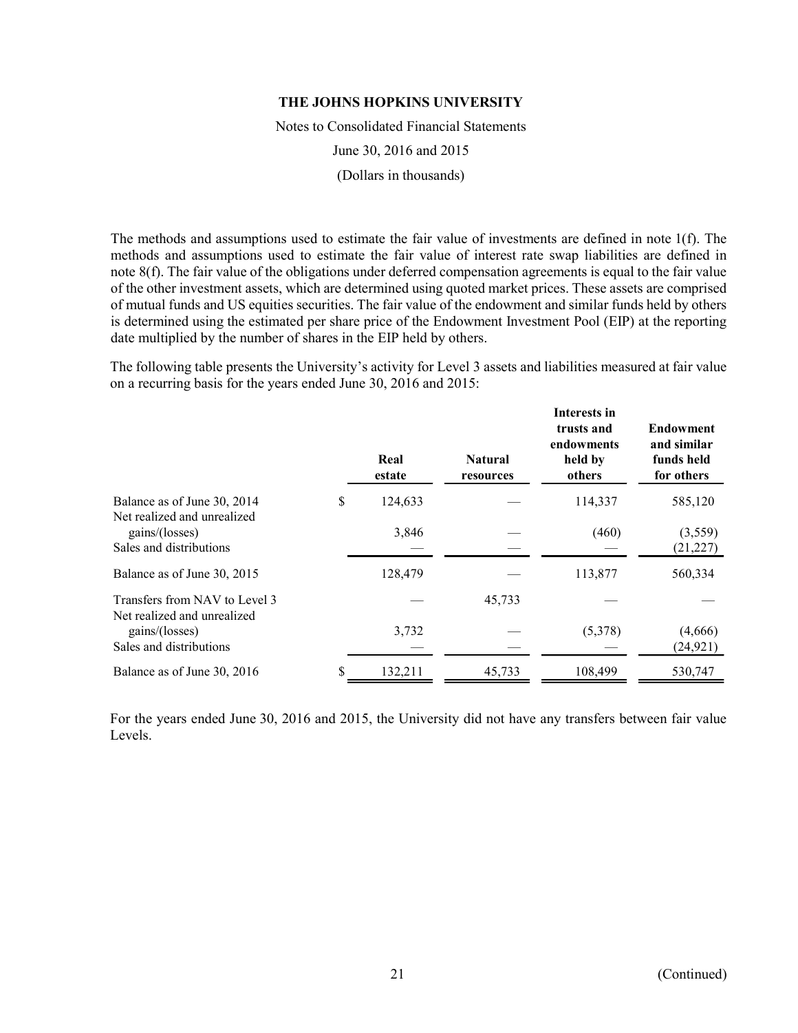The methods and assumptions used to estimate the fair value of investments are defined in note 1(f). The methods and assumptions used to estimate the fair value of interest rate swap liabilities are defined in note 8(f). The fair value of the obligations under deferred compensation agreements is equal to the fair value of the other investment assets, which are determined using quoted market prices. These assets are comprised of mutual funds and US equities securities. The fair value of the endowment and similar funds held by others is determined using the estimated per share price of the Endowment Investment Pool (EIP) at the reporting date multiplied by the number of shares in the EIP held by others.

The following table presents the University's activity for Level 3 assets and liabilities measured at fair value on a recurring basis for the years ended June 30, 2016 and 2015:

| | Real estate | Natural resources | Interests in trusts and endowments held by others | Endowment and similar funds held for others |
|---|---|---|---|---|
| Balance as of June 30, 2014 | $ 124,633 | — | 114,337 | 585,120 |
| Net realized and unrealized gains/(losses) | 3,846 | — | (460) | (3,559) |
| Sales and distributions | — | — | — | (21,227) |
| Balance as of June 30, 2015 | 128,479 | — | 113,877 | 560,334 |
| Transfers from NAV to Level 3 | — | 45,733 | — | — |
| Net realized and unrealized gains/(losses) | 3,732 | — | (5,378) | (4,666) |
| Sales and distributions | — | — | — | (24,921) |
| Balance as of June 30, 2016 | $ 132,211 | 45,733 | 108,499 | 530,747 |

For the years ended June 30, 2016 and 2015, the University did not have any transfers between fair value Levels.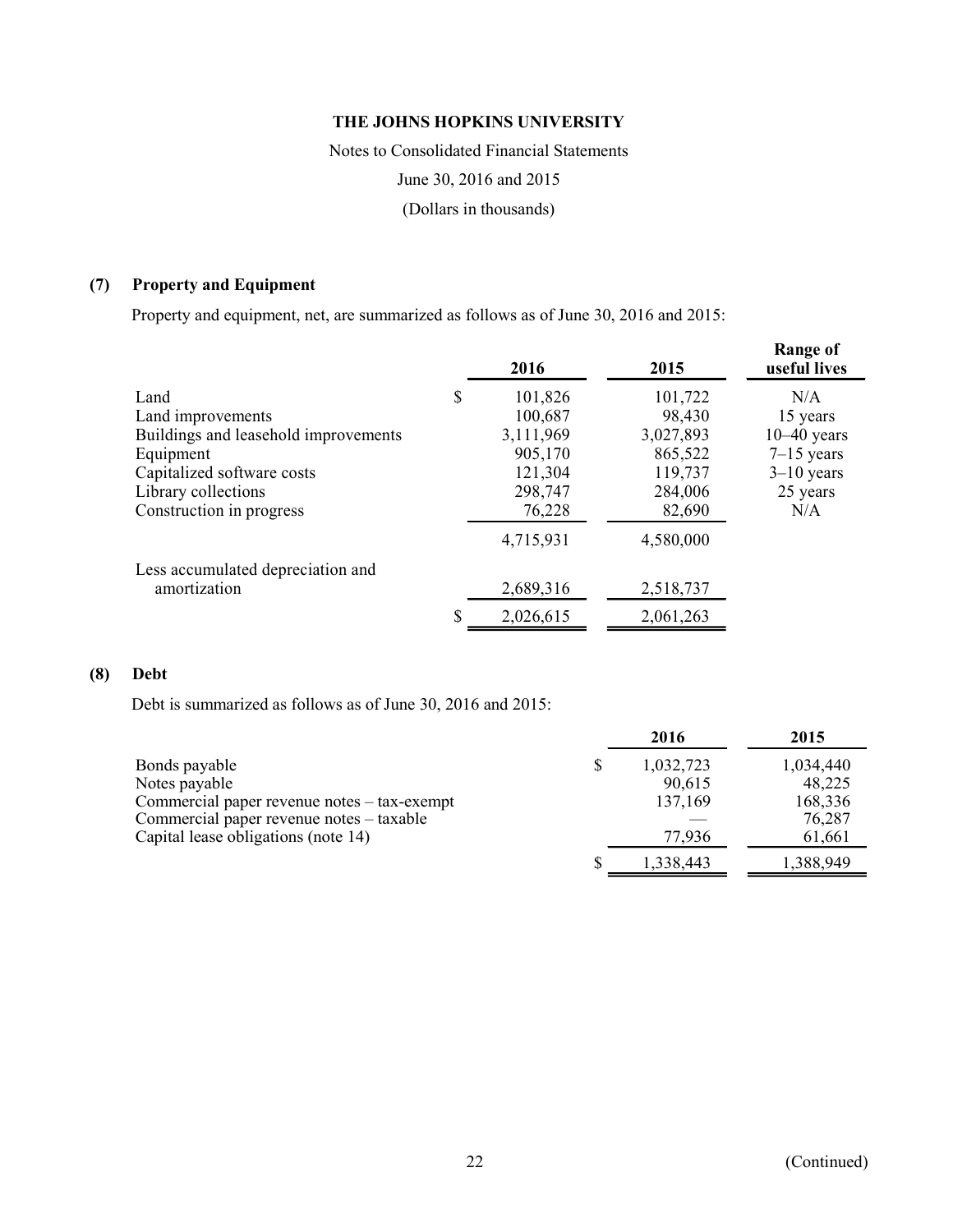THE JOHNS HOPKINS UNIVERSITY

Notes to Consolidated Financial Statements

June 30, 2016 and 2015

(Dollars in thousands)

## (7) Property and Equipment

Property and equipment, net, are summarized as follows as of June 30, 2016 and 2015:

| | 2016 | 2015 | Range of useful lives |
|---|---|---|---|
| Land | $ 101,826 | 101,722 | N/A |
| Land improvements | 100,687 | 98,430 | 15 years |
| Buildings and leasehold improvements | 3,111,969 | 3,027,893 | 10–40 years |
| Equipment | 905,170 | 865,522 | 7–15 years |
| Capitalized software costs | 121,304 | 119,737 | 3–10 years |
| Library collections | 298,747 | 284,006 | 25 years |
| Construction in progress | 76,228 | 82,690 | N/A |
| | 4,715,931 | 4,580,000 | |
| Less accumulated depreciation and amortization | 2,689,316 | 2,518,737 | |
| | $ 2,026,615 | 2,061,263 | |

## (8) Debt

Debt is summarized as follows as of June 30, 2016 and 2015:

| | 2016 | 2015 |
|---|---|---|
| Bonds payable | $ 1,032,723 | 1,034,440 |
| Notes payable | 90,615 | 48,225 |
| Commercial paper revenue notes – tax-exempt | 137,169 | 168,336 |
| Commercial paper revenue notes – taxable | — | 76,287 |
| Capital lease obligations (note 14) | 77,936 | 61,661 |
| | $ 1,338,443 | 1,388,949 |

(Continued)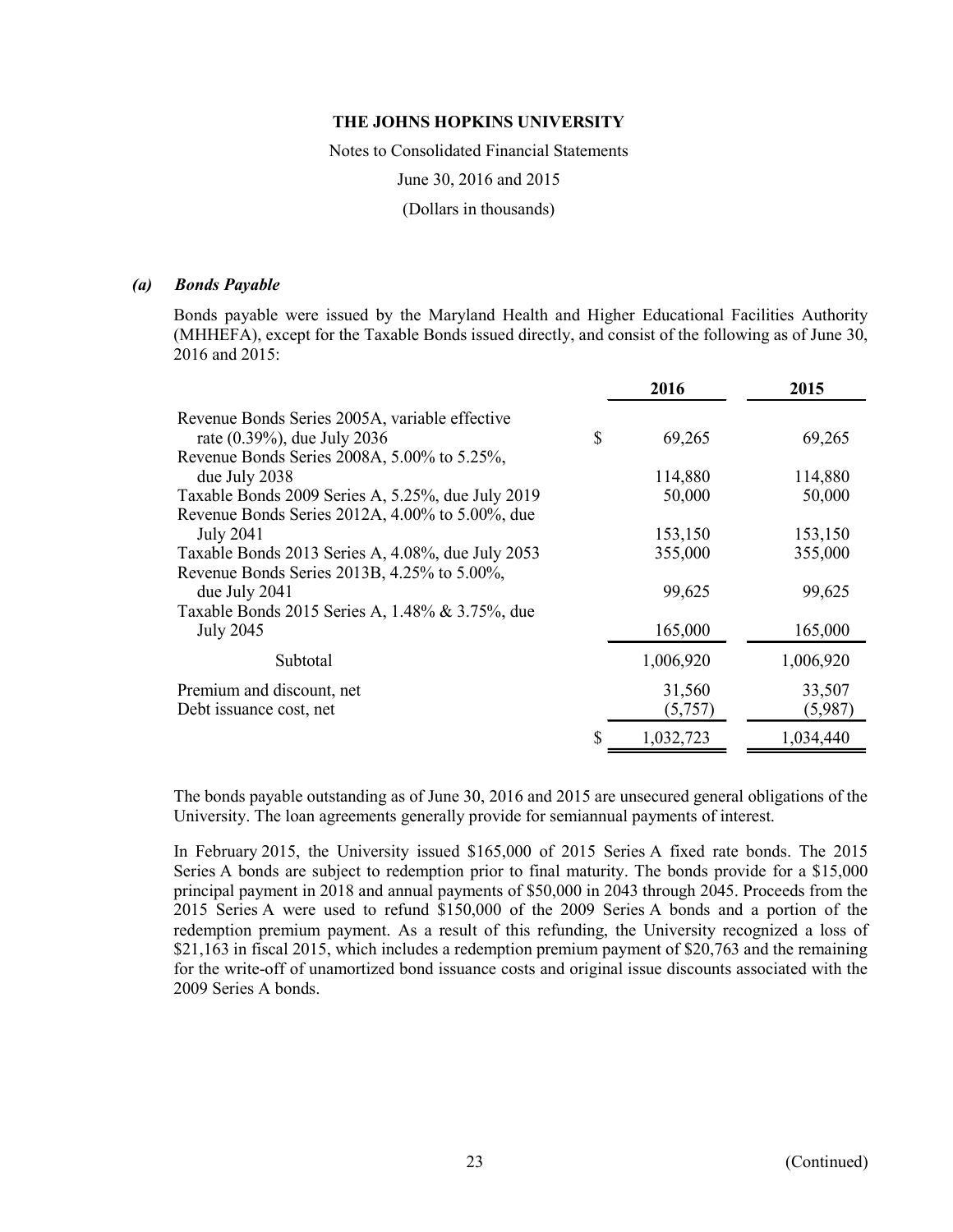### *(a) Bonds Payable*

Bonds payable were issued by the Maryland Health and Higher Educational Facilities Authority (MHHEFA), except for the Taxable Bonds issued directly, and consist of the following as of June 30, 2016 and 2015:

| | 2016 | 2015 |
|---|---|---|
| Revenue Bonds Series 2005A, variable effective rate (0.39%), due July 2036 | $ 69,265 | 69,265 |
| Revenue Bonds Series 2008A, 5.00% to 5.25%, due July 2038 | 114,880 | 114,880 |
| Taxable Bonds 2009 Series A, 5.25%, due July 2019 | 50,000 | 50,000 |
| Revenue Bonds Series 2012A, 4.00% to 5.00%, due July 2041 | 153,150 | 153,150 |
| Taxable Bonds 2013 Series A, 4.08%, due July 2053 | 355,000 | 355,000 |
| Revenue Bonds Series 2013B, 4.25% to 5.00%, due July 2041 | 99,625 | 99,625 |
| Taxable Bonds 2015 Series A, 1.48% & 3.75%, due July 2045 | 165,000 | 165,000 |
| Subtotal | 1,006,920 | 1,006,920 |
| Premium and discount, net | 31,560 | 33,507 |
| Debt issuance cost, net | (5,757) | (5,987) |
| | $ 1,032,723 | 1,034,440 |

The bonds payable outstanding as of June 30, 2016 and 2015 are unsecured general obligations of the University. The loan agreements generally provide for semiannual payments of interest.

In February 2015, the University issued $165,000 of 2015 Series A fixed rate bonds. The 2015 Series A bonds are subject to redemption prior to final maturity. The bonds provide for a $15,000 principal payment in 2018 and annual payments of $50,000 in 2043 through 2045. Proceeds from the 2015 Series A were used to refund $150,000 of the 2009 Series A bonds and a portion of the redemption premium payment. As a result of this refunding, the University recognized a loss of $21,163 in fiscal 2015, which includes a redemption premium payment of $20,763 and the remaining for the write-off of unamortized bond issuance costs and original issue discounts associated with the 2009 Series A bonds.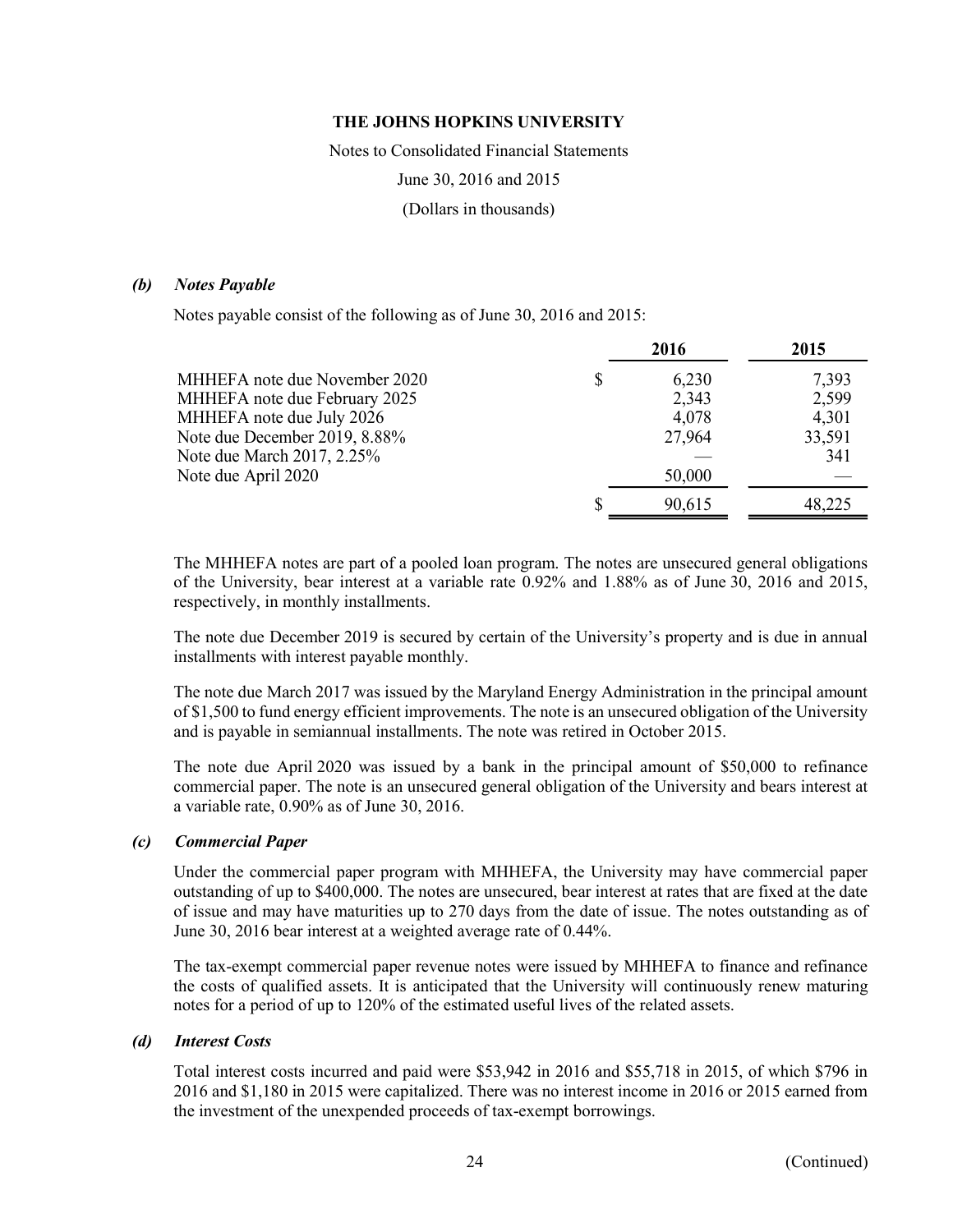THE JOHNS HOPKINS UNIVERSITY

Notes to Consolidated Financial Statements

June 30, 2016 and 2015

(Dollars in thousands)

### *(b) Notes Payable*

Notes payable consist of the following as of June 30, 2016 and 2015:

| | 2016 | 2015 |
|---|---|---|
| MHHEFA note due November 2020 | $ 6,230 | 7,393 |
| MHHEFA note due February 2025 | 2,343 | 2,599 |
| MHHEFA note due July 2026 | 4,078 | 4,301 |
| Note due December 2019, 8.88% | 27,964 | 33,591 |
| Note due March 2017, 2.25% | — | 341 |
| Note due April 2020 | 50,000 | — |
| | $ 90,615 | 48,225 |

The MHHEFA notes are part of a pooled loan program. The notes are unsecured general obligations of the University, bear interest at a variable rate 0.92% and 1.88% as of June 30, 2016 and 2015, respectively, in monthly installments.

The note due December 2019 is secured by certain of the University's property and is due in annual installments with interest payable monthly.

The note due March 2017 was issued by the Maryland Energy Administration in the principal amount of $1,500 to fund energy efficient improvements. The note is an unsecured obligation of the University and is payable in semiannual installments. The note was retired in October 2015.

The note due April 2020 was issued by a bank in the principal amount of $50,000 to refinance commercial paper. The note is an unsecured general obligation of the University and bears interest at a variable rate, 0.90% as of June 30, 2016.

### *(c) Commercial Paper*

Under the commercial paper program with MHHEFA, the University may have commercial paper outstanding of up to $400,000. The notes are unsecured, bear interest at rates that are fixed at the date of issue and may have maturities up to 270 days from the date of issue. The notes outstanding as of June 30, 2016 bear interest at a weighted average rate of 0.44%.

The tax-exempt commercial paper revenue notes were issued by MHHEFA to finance and refinance the costs of qualified assets. It is anticipated that the University will continuously renew maturing notes for a period of up to 120% of the estimated useful lives of the related assets.

### *(d) Interest Costs*

Total interest costs incurred and paid were $53,942 in 2016 and $55,718 in 2015, of which $796 in 2016 and $1,180 in 2015 were capitalized. There was no interest income in 2016 or 2015 earned from the investment of the unexpended proceeds of tax-exempt borrowings.

(Continued)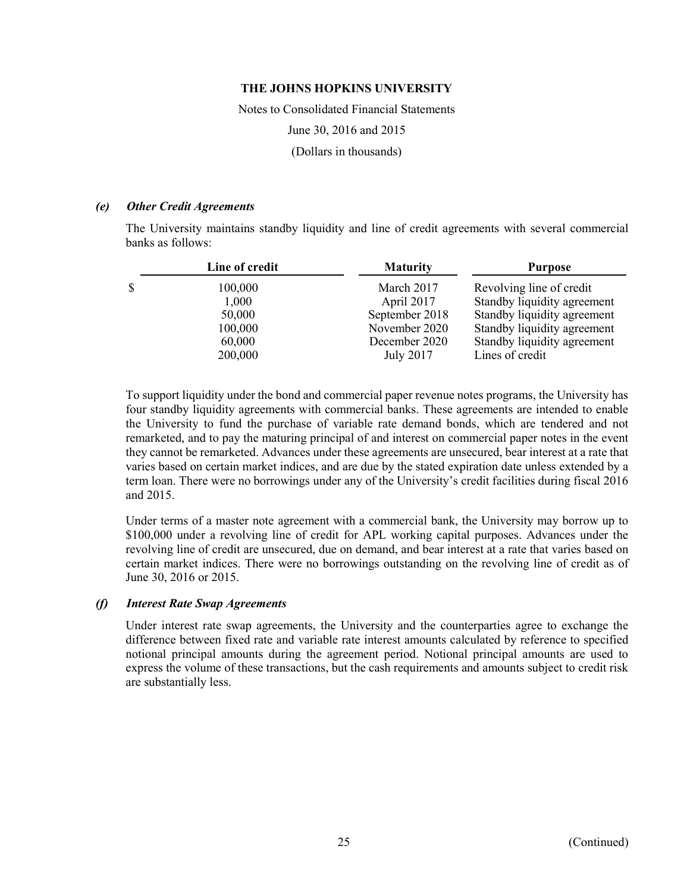#### *(e) Other Credit Agreements*

The University maintains standby liquidity and line of credit agreements with several commercial banks as follows:

| Line of credit | Maturity | Purpose |
|---|---|---|
| $ 100,000 | March 2017 | Revolving line of credit |
| 1,000 | April 2017 | Standby liquidity agreement |
| 50,000 | September 2018 | Standby liquidity agreement |
| 100,000 | November 2020 | Standby liquidity agreement |
| 60,000 | December 2020 | Standby liquidity agreement |
| 200,000 | July 2017 | Lines of credit |

To support liquidity under the bond and commercial paper revenue notes programs, the University has four standby liquidity agreements with commercial banks. These agreements are intended to enable the University to fund the purchase of variable rate demand bonds, which are tendered and not remarketed, and to pay the maturing principal of and interest on commercial paper notes in the event they cannot be remarketed. Advances under these agreements are unsecured, bear interest at a rate that varies based on certain market indices, and are due by the stated expiration date unless extended by a term loan. There were no borrowings under any of the University's credit facilities during fiscal 2016 and 2015.

Under terms of a master note agreement with a commercial bank, the University may borrow up to $100,000 under a revolving line of credit for APL working capital purposes. Advances under the revolving line of credit are unsecured, due on demand, and bear interest at a rate that varies based on certain market indices. There were no borrowings outstanding on the revolving line of credit as of June 30, 2016 or 2015.

#### *(f) Interest Rate Swap Agreements*

Under interest rate swap agreements, the University and the counterparties agree to exchange the difference between fixed rate and variable rate interest amounts calculated by reference to specified notional principal amounts during the agreement period. Notional principal amounts are used to express the volume of these transactions, but the cash requirements and amounts subject to credit risk are substantially less.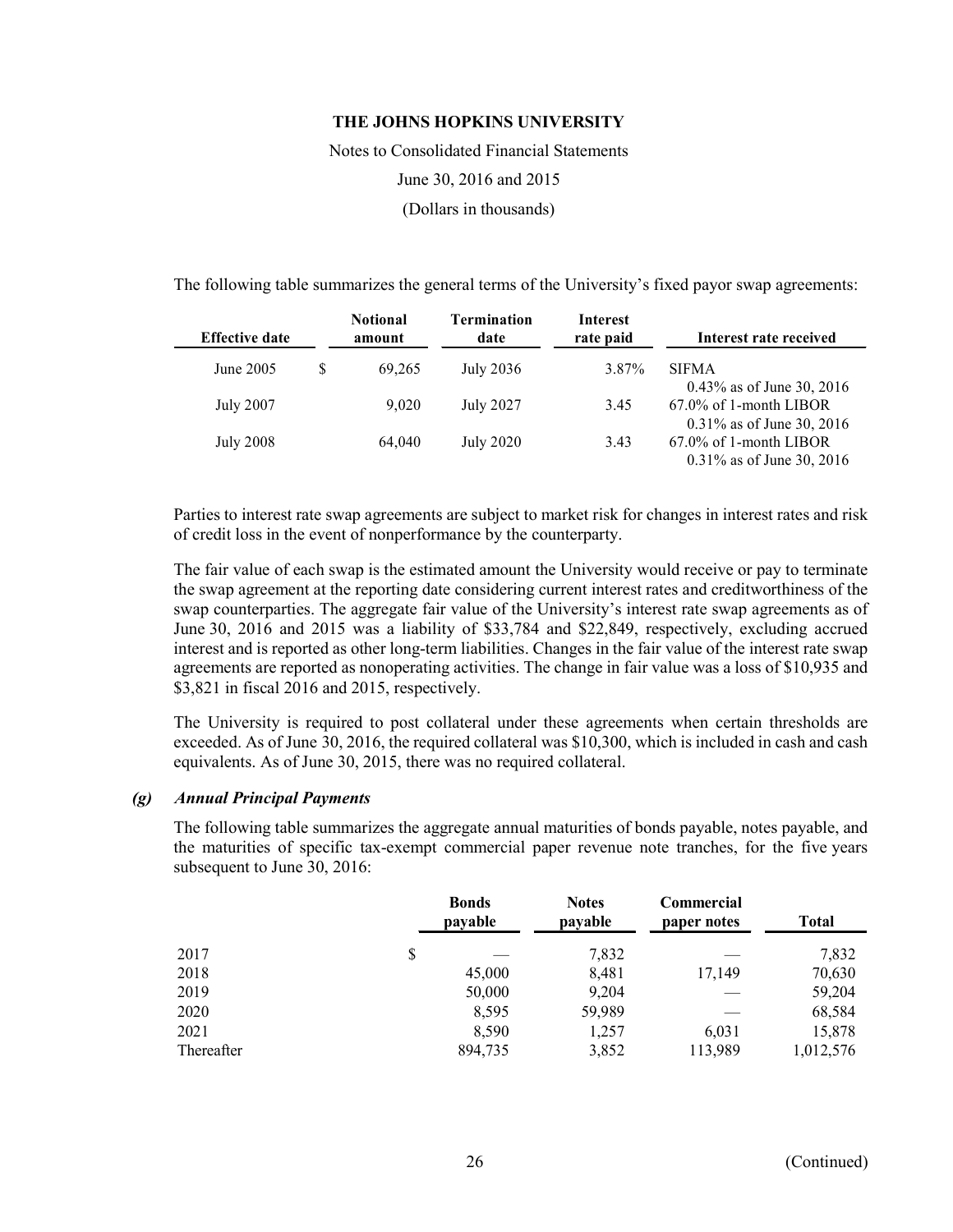The following table summarizes the general terms of the University's fixed payor swap agreements:

| Effective date | Notional amount | Termination date | Interest rate paid | Interest rate received |
|---|---|---|---|---|
| June 2005 | $ 69,265 | July 2036 | 3.87% | SIFMA 0.43% as of June 30, 2016 |
| July 2007 | 9,020 | July 2027 | 3.45 | 67.0% of 1-month LIBOR 0.31% as of June 30, 2016 |
| July 2008 | 64,040 | July 2020 | 3.43 | 67.0% of 1-month LIBOR 0.31% as of June 30, 2016 |

Parties to interest rate swap agreements are subject to market risk for changes in interest rates and risk of credit loss in the event of nonperformance by the counterparty.

The fair value of each swap is the estimated amount the University would receive or pay to terminate the swap agreement at the reporting date considering current interest rates and creditworthiness of the swap counterparties. The aggregate fair value of the University's interest rate swap agreements as of June 30, 2016 and 2015 was a liability of $33,784 and $22,849, respectively, excluding accrued interest and is reported as other long-term liabilities. Changes in the fair value of the interest rate swap agreements are reported as nonoperating activities. The change in fair value was a loss of $10,935 and $3,821 in fiscal 2016 and 2015, respectively.

The University is required to post collateral under these agreements when certain thresholds are exceeded. As of June 30, 2016, the required collateral was $10,300, which is included in cash and cash equivalents. As of June 30, 2015, there was no required collateral.

### *(g) Annual Principal Payments*

The following table summarizes the aggregate annual maturities of bonds payable, notes payable, and the maturities of specific tax-exempt commercial paper revenue note tranches, for the five years subsequent to June 30, 2016:

| | Bonds payable | Notes payable | Commercial paper notes | Total |
|---|---|---|---|---|
| 2017 | $ — | 7,832 | — | 7,832 |
| 2018 | 45,000 | 8,481 | 17,149 | 70,630 |
| 2019 | 50,000 | 9,204 | — | 59,204 |
| 2020 | 8,595 | 59,989 | — | 68,584 |
| 2021 | 8,590 | 1,257 | 6,031 | 15,878 |
| Thereafter | 894,735 | 3,852 | 113,989 | 1,012,576 |

(Continued)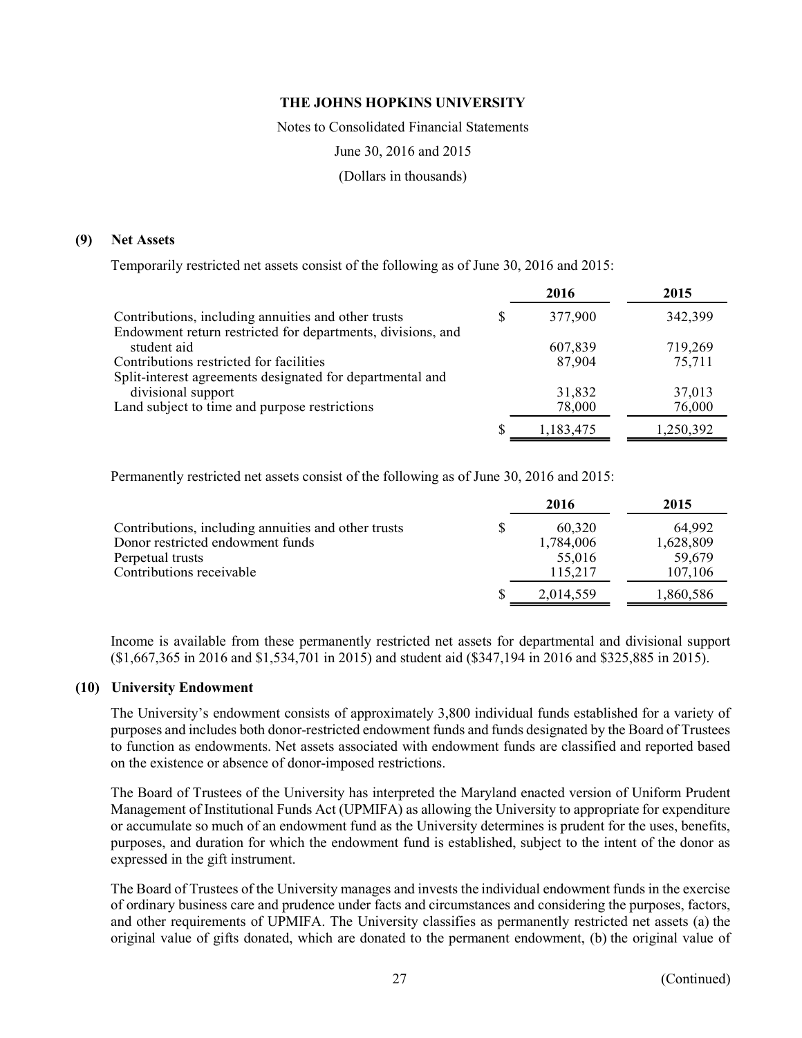**THE JOHNS HOPKINS UNIVERSITY**

Notes to Consolidated Financial Statements

June 30, 2016 and 2015

(Dollars in thousands)

## (9) Net Assets

Temporarily restricted net assets consist of the following as of June 30, 2016 and 2015:

| | 2016 | 2015 |
|---|---|---|
| Contributions, including annuities and other trusts | $ 377,900 | 342,399 |
| Endowment return restricted for departments, divisions, and student aid | 607,839 | 719,269 |
| Contributions restricted for facilities | 87,904 | 75,711 |
| Split-interest agreements designated for departmental and divisional support | 31,832 | 37,013 |
| Land subject to time and purpose restrictions | 78,000 | 76,000 |
| | $ 1,183,475 | 1,250,392 |

Permanently restricted net assets consist of the following as of June 30, 2016 and 2015:

| | 2016 | 2015 |
|---|---|---|
| Contributions, including annuities and other trusts | $ 60,320 | 64,992 |
| Donor restricted endowment funds | 1,784,006 | 1,628,809 |
| Perpetual trusts | 55,016 | 59,679 |
| Contributions receivable | 115,217 | 107,106 |
| | $ 2,014,559 | 1,860,586 |

Income is available from these permanently restricted net assets for departmental and divisional support ($1,667,365 in 2016 and $1,534,701 in 2015) and student aid ($347,194 in 2016 and $325,885 in 2015).

## (10) University Endowment

The University's endowment consists of approximately 3,800 individual funds established for a variety of purposes and includes both donor-restricted endowment funds and funds designated by the Board of Trustees to function as endowments. Net assets associated with endowment funds are classified and reported based on the existence or absence of donor-imposed restrictions.

The Board of Trustees of the University has interpreted the Maryland enacted version of Uniform Prudent Management of Institutional Funds Act (UPMIFA) as allowing the University to appropriate for expenditure or accumulate so much of an endowment fund as the University determines is prudent for the uses, benefits, purposes, and duration for which the endowment fund is established, subject to the intent of the donor as expressed in the gift instrument.

The Board of Trustees of the University manages and invests the individual endowment funds in the exercise of ordinary business care and prudence under facts and circumstances and considering the purposes, factors, and other requirements of UPMIFA. The University classifies as permanently restricted net assets (a) the original value of gifts donated, which are donated to the permanent endowment, (b) the original value of

(Continued)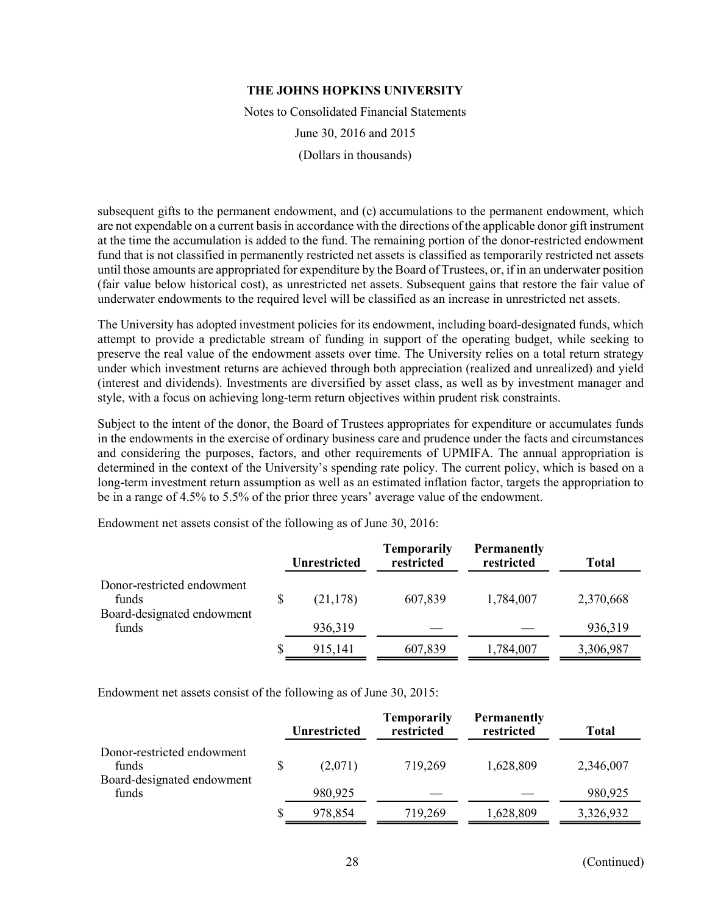subsequent gifts to the permanent endowment, and (c) accumulations to the permanent endowment, which are not expendable on a current basis in accordance with the directions of the applicable donor gift instrument at the time the accumulation is added to the fund. The remaining portion of the donor-restricted endowment fund that is not classified in permanently restricted net assets is classified as temporarily restricted net assets until those amounts are appropriated for expenditure by the Board of Trustees, or, if in an underwater position (fair value below historical cost), as unrestricted net assets. Subsequent gains that restore the fair value of underwater endowments to the required level will be classified as an increase in unrestricted net assets.

The University has adopted investment policies for its endowment, including board-designated funds, which attempt to provide a predictable stream of funding in support of the operating budget, while seeking to preserve the real value of the endowment assets over time. The University relies on a total return strategy under which investment returns are achieved through both appreciation (realized and unrealized) and yield (interest and dividends). Investments are diversified by asset class, as well as by investment manager and style, with a focus on achieving long-term return objectives within prudent risk constraints.

Subject to the intent of the donor, the Board of Trustees appropriates for expenditure or accumulates funds in the endowments in the exercise of ordinary business care and prudence under the facts and circumstances and considering the purposes, factors, and other requirements of UPMIFA. The annual appropriation is determined in the context of the University's spending rate policy. The current policy, which is based on a long-term investment return assumption as well as an estimated inflation factor, targets the appropriation to be in a range of 4.5% to 5.5% of the prior three years' average value of the endowment.

Endowment net assets consist of the following as of June 30, 2016:

| | Unrestricted | Temporarily restricted | Permanently restricted | Total |
|---|---|---|---|---|
| Donor-restricted endowment funds | $ (21,178) | 607,839 | 1,784,007 | 2,370,668 |
| Board-designated endowment funds | 936,319 | — | — | 936,319 |
| | $ 915,141 | 607,839 | 1,784,007 | 3,306,987 |

Endowment net assets consist of the following as of June 30, 2015:

| | Unrestricted | Temporarily restricted | Permanently restricted | Total |
|---|---|---|---|---|
| Donor-restricted endowment funds | $ (2,071) | 719,269 | 1,628,809 | 2,346,007 |
| Board-designated endowment funds | 980,925 | — | — | 980,925 |
| | $ 978,854 | 719,269 | 1,628,809 | 3,326,932 |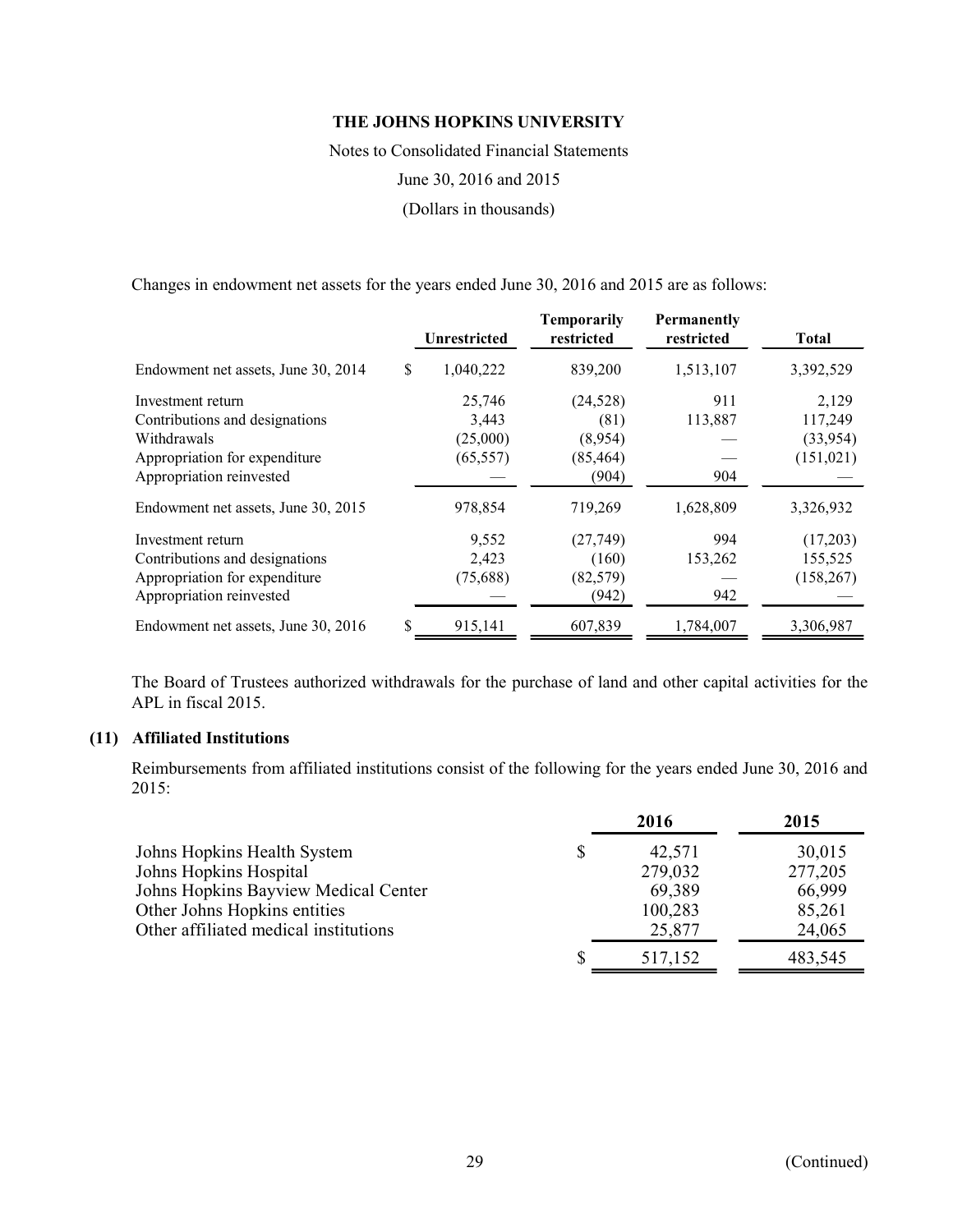Changes in endowment net assets for the years ended June 30, 2016 and 2015 are as follows:

| | Unrestricted | Temporarily restricted | Permanently restricted | Total |
|---|---|---|---|---|
| Endowment net assets, June 30, 2014 | $ 1,040,222 | 839,200 | 1,513,107 | 3,392,529 |
| Investment return | 25,746 | (24,528) | 911 | 2,129 |
| Contributions and designations | 3,443 | (81) | 113,887 | 117,249 |
| Withdrawals | (25,000) | (8,954) | — | (33,954) |
| Appropriation for expenditure | (65,557) | (85,464) | — | (151,021) |
| Appropriation reinvested | — | (904) | 904 | — |
| Endowment net assets, June 30, 2015 | 978,854 | 719,269 | 1,628,809 | 3,326,932 |
| Investment return | 9,552 | (27,749) | 994 | (17,203) |
| Contributions and designations | 2,423 | (160) | 153,262 | 155,525 |
| Appropriation for expenditure | (75,688) | (82,579) | — | (158,267) |
| Appropriation reinvested | — | (942) | 942 | — |
| Endowment net assets, June 30, 2016 | $ 915,141 | 607,839 | 1,784,007 | 3,306,987 |

The Board of Trustees authorized withdrawals for the purchase of land and other capital activities for the APL in fiscal 2015.

## (11) Affiliated Institutions

Reimbursements from affiliated institutions consist of the following for the years ended June 30, 2016 and 2015:

| | 2016 | 2015 |
|---|---|---|
| Johns Hopkins Health System | $ 42,571 | 30,015 |
| Johns Hopkins Hospital | 279,032 | 277,205 |
| Johns Hopkins Bayview Medical Center | 69,389 | 66,999 |
| Other Johns Hopkins entities | 100,283 | 85,261 |
| Other affiliated medical institutions | 25,877 | 24,065 |
| | $ 517,152 | 483,545 |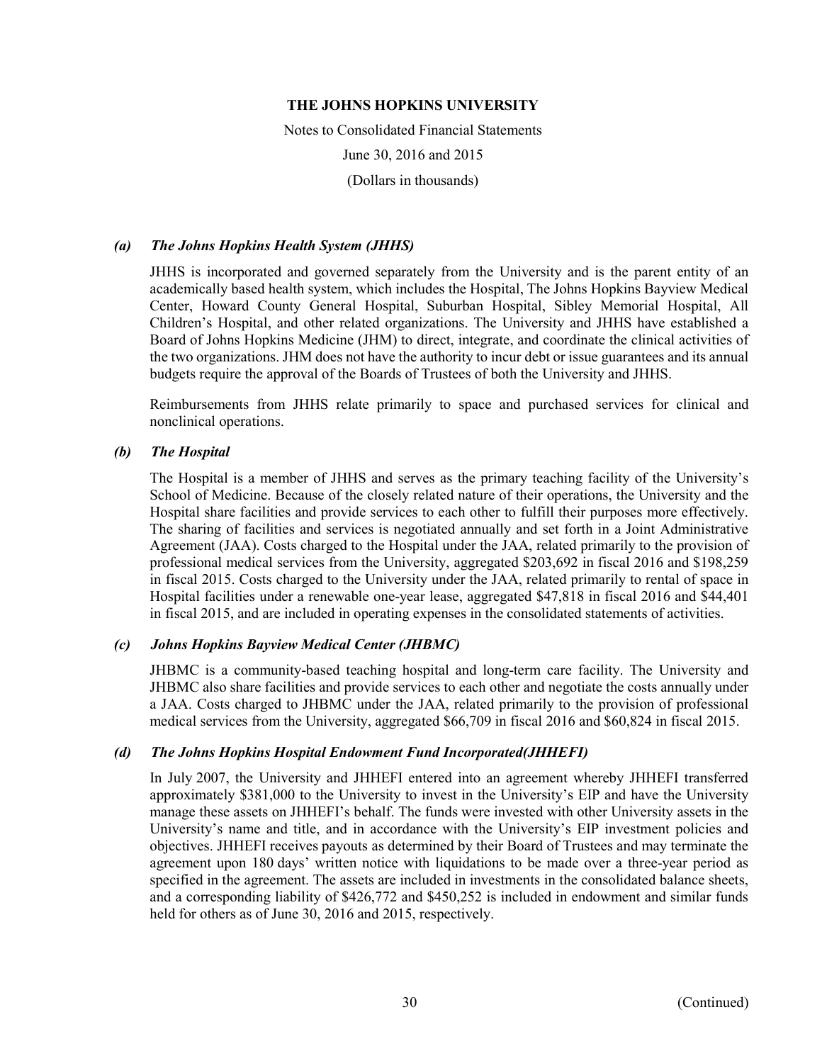# THE JOHNS HOPKINS UNIVERSITY

Notes to Consolidated Financial Statements

June 30, 2016 and 2015

(Dollars in thousands)

### *(a) The Johns Hopkins Health System (JHHS)*

JHHS is incorporated and governed separately from the University and is the parent entity of an academically based health system, which includes the Hospital, The Johns Hopkins Bayview Medical Center, Howard County General Hospital, Suburban Hospital, Sibley Memorial Hospital, All Children's Hospital, and other related organizations. The University and JHHS have established a Board of Johns Hopkins Medicine (JHM) to direct, integrate, and coordinate the clinical activities of the two organizations. JHM does not have the authority to incur debt or issue guarantees and its annual budgets require the approval of the Boards of Trustees of both the University and JHHS.

Reimbursements from JHHS relate primarily to space and purchased services for clinical and nonclinical operations.

### *(b) The Hospital*

The Hospital is a member of JHHS and serves as the primary teaching facility of the University's School of Medicine. Because of the closely related nature of their operations, the University and the Hospital share facilities and provide services to each other to fulfill their purposes more effectively. The sharing of facilities and services is negotiated annually and set forth in a Joint Administrative Agreement (JAA). Costs charged to the Hospital under the JAA, related primarily to the provision of professional medical services from the University, aggregated $203,692 in fiscal 2016 and $198,259 in fiscal 2015. Costs charged to the University under the JAA, related primarily to rental of space in Hospital facilities under a renewable one-year lease, aggregated $47,818 in fiscal 2016 and $44,401 in fiscal 2015, and are included in operating expenses in the consolidated statements of activities.

### *(c) Johns Hopkins Bayview Medical Center (JHBMC)*

JHBMC is a community-based teaching hospital and long-term care facility. The University and JHBMC also share facilities and provide services to each other and negotiate the costs annually under a JAA. Costs charged to JHBMC under the JAA, related primarily to the provision of professional medical services from the University, aggregated $66,709 in fiscal 2016 and $60,824 in fiscal 2015.

### *(d) The Johns Hopkins Hospital Endowment Fund Incorporated(JHHEFI)*

In July 2007, the University and JHHEFI entered into an agreement whereby JHHEFI transferred approximately $381,000 to the University to invest in the University's EIP and have the University manage these assets on JHHEFI's behalf. The funds were invested with other University assets in the University's name and title, and in accordance with the University's EIP investment policies and objectives. JHHEFI receives payouts as determined by their Board of Trustees and may terminate the agreement upon 180 days' written notice with liquidations to be made over a three-year period as specified in the agreement. The assets are included in investments in the consolidated balance sheets, and a corresponding liability of $426,772 and $450,252 is included in endowment and similar funds held for others as of June 30, 2016 and 2015, respectively.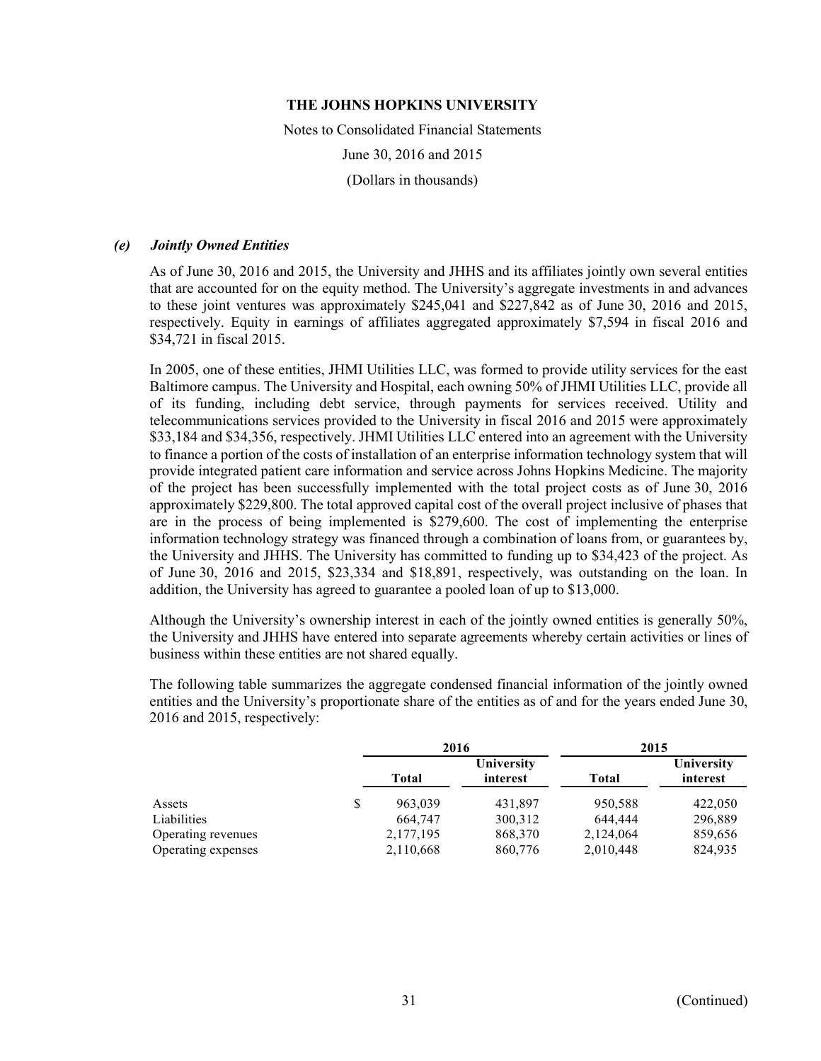# THE JOHNS HOPKINS UNIVERSITY

Notes to Consolidated Financial Statements

June 30, 2016 and 2015

(Dollars in thousands)

### *(e) Jointly Owned Entities*

As of June 30, 2016 and 2015, the University and JHHS and its affiliates jointly own several entities that are accounted for on the equity method. The University's aggregate investments in and advances to these joint ventures was approximately $245,041 and $227,842 as of June 30, 2016 and 2015, respectively. Equity in earnings of affiliates aggregated approximately $7,594 in fiscal 2016 and $34,721 in fiscal 2015.

In 2005, one of these entities, JHMI Utilities LLC, was formed to provide utility services for the east Baltimore campus. The University and Hospital, each owning 50% of JHMI Utilities LLC, provide all of its funding, including debt service, through payments for services received. Utility and telecommunications services provided to the University in fiscal 2016 and 2015 were approximately $33,184 and $34,356, respectively. JHMI Utilities LLC entered into an agreement with the University to finance a portion of the costs of installation of an enterprise information technology system that will provide integrated patient care information and service across Johns Hopkins Medicine. The majority of the project has been successfully implemented with the total project costs as of June 30, 2016 approximately $229,800. The total approved capital cost of the overall project inclusive of phases that are in the process of being implemented is $279,600. The cost of implementing the enterprise information technology strategy was financed through a combination of loans from, or guarantees by, the University and JHHS. The University has committed to funding up to $34,423 of the project. As of June 30, 2016 and 2015, $23,334 and $18,891, respectively, was outstanding on the loan. In addition, the University has agreed to guarantee a pooled loan of up to $13,000.

Although the University's ownership interest in each of the jointly owned entities is generally 50%, the University and JHHS have entered into separate agreements whereby certain activities or lines of business within these entities are not shared equally.

The following table summarizes the aggregate condensed financial information of the jointly owned entities and the University's proportionate share of the entities as of and for the years ended June 30, 2016 and 2015, respectively:

| | 2016 | | 2015 | |
|---|---|---|---|---|
| | Total | University interest | Total | University interest |
| Assets | $ 963,039 | 431,897 | 950,588 | 422,050 |
| Liabilities | 664,747 | 300,312 | 644,444 | 296,889 |
| Operating revenues | 2,177,195 | 868,370 | 2,124,064 | 859,656 |
| Operating expenses | 2,110,668 | 860,776 | 2,010,448 | 824,935 |

(Continued)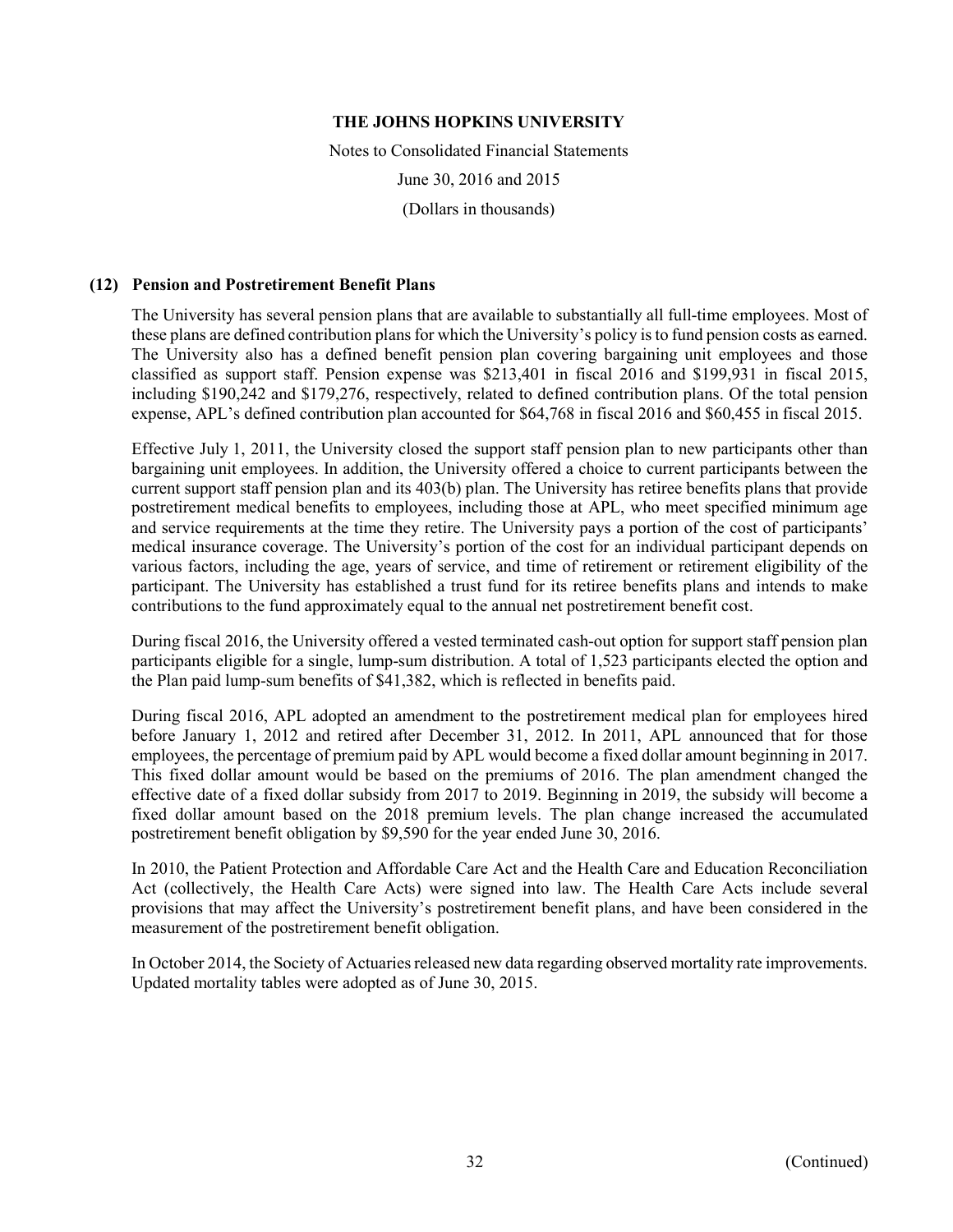# THE JOHNS HOPKINS UNIVERSITY

Notes to Consolidated Financial Statements

June 30, 2016 and 2015

(Dollars in thousands)

## (12) Pension and Postretirement Benefit Plans

The University has several pension plans that are available to substantially all full-time employees. Most of these plans are defined contribution plans for which the University's policy is to fund pension costs as earned. The University also has a defined benefit pension plan covering bargaining unit employees and those classified as support staff. Pension expense was \$213,401 in fiscal 2016 and \$199,931 in fiscal 2015, including \$190,242 and \$179,276, respectively, related to defined contribution plans. Of the total pension expense, APL's defined contribution plan accounted for \$64,768 in fiscal 2016 and \$60,455 in fiscal 2015.

Effective July 1, 2011, the University closed the support staff pension plan to new participants other than bargaining unit employees. In addition, the University offered a choice to current participants between the current support staff pension plan and its 403(b) plan. The University has retiree benefits plans that provide postretirement medical benefits to employees, including those at APL, who meet specified minimum age and service requirements at the time they retire. The University pays a portion of the cost of participants' medical insurance coverage. The University's portion of the cost for an individual participant depends on various factors, including the age, years of service, and time of retirement or retirement eligibility of the participant. The University has established a trust fund for its retiree benefits plans and intends to make contributions to the fund approximately equal to the annual net postretirement benefit cost.

During fiscal 2016, the University offered a vested terminated cash-out option for support staff pension plan participants eligible for a single, lump-sum distribution. A total of 1,523 participants elected the option and the Plan paid lump-sum benefits of \$41,382, which is reflected in benefits paid.

During fiscal 2016, APL adopted an amendment to the postretirement medical plan for employees hired before January 1, 2012 and retired after December 31, 2012. In 2011, APL announced that for those employees, the percentage of premium paid by APL would become a fixed dollar amount beginning in 2017. This fixed dollar amount would be based on the premiums of 2016. The plan amendment changed the effective date of a fixed dollar subsidy from 2017 to 2019. Beginning in 2019, the subsidy will become a fixed dollar amount based on the 2018 premium levels. The plan change increased the accumulated postretirement benefit obligation by \$9,590 for the year ended June 30, 2016.

In 2010, the Patient Protection and Affordable Care Act and the Health Care and Education Reconciliation Act (collectively, the Health Care Acts) were signed into law. The Health Care Acts include several provisions that may affect the University's postretirement benefit plans, and have been considered in the measurement of the postretirement benefit obligation.

In October 2014, the Society of Actuaries released new data regarding observed mortality rate improvements. Updated mortality tables were adopted as of June 30, 2015.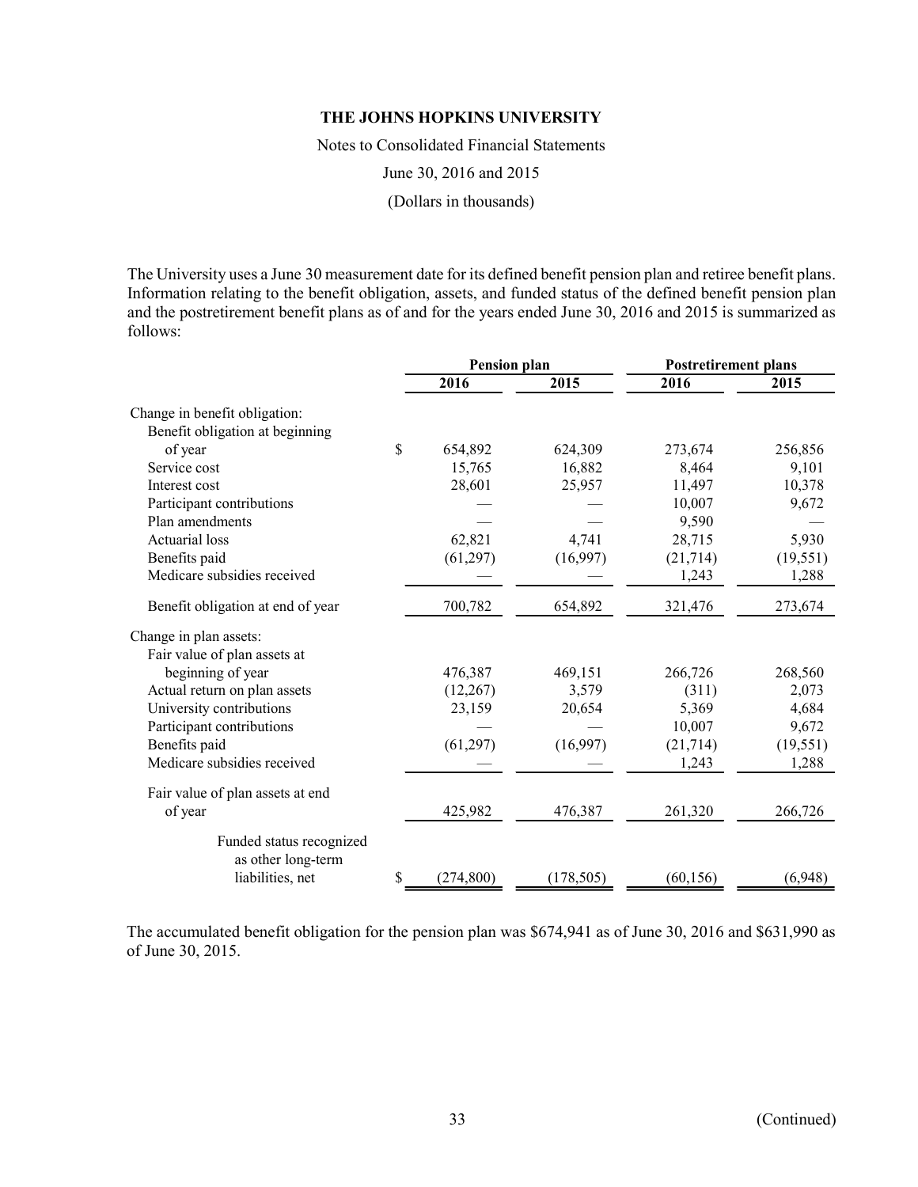The University uses a June 30 measurement date for its defined benefit pension plan and retiree benefit plans. Information relating to the benefit obligation, assets, and funded status of the defined benefit pension plan and the postretirement benefit plans as of and for the years ended June 30, 2016 and 2015 is summarized as follows:

| | Pension plan | | Postretirement plans | |
|---|---|---|---|---|
| | 2016 | 2015 | 2016 | 2015 |
| Change in benefit obligation: | | | | |
| Benefit obligation at beginning of year | $ 654,892 | 624,309 | 273,674 | 256,856 |
| Service cost | 15,765 | 16,882 | 8,464 | 9,101 |
| Interest cost | 28,601 | 25,957 | 11,497 | 10,378 |
| Participant contributions | — | — | 10,007 | 9,672 |
| Plan amendments | — | — | 9,590 | — |
| Actuarial loss | 62,821 | 4,741 | 28,715 | 5,930 |
| Benefits paid | (61,297) | (16,997) | (21,714) | (19,551) |
| Medicare subsidies received | — | — | 1,243 | 1,288 |
| Benefit obligation at end of year | 700,782 | 654,892 | 321,476 | 273,674 |
| Change in plan assets: | | | | |
| Fair value of plan assets at beginning of year | 476,387 | 469,151 | 266,726 | 268,560 |
| Actual return on plan assets | (12,267) | 3,579 | (311) | 2,073 |
| University contributions | 23,159 | 20,654 | 5,369 | 4,684 |
| Participant contributions | — | — | 10,007 | 9,672 |
| Benefits paid | (61,297) | (16,997) | (21,714) | (19,551) |
| Medicare subsidies received | — | — | 1,243 | 1,288 |
| Fair value of plan assets at end of year | 425,982 | 476,387 | 261,320 | 266,726 |
| Funded status recognized as other long-term liabilities, net | $ (274,800) | (178,505) | (60,156) | (6,948) |

The accumulated benefit obligation for the pension plan was $674,941 as of June 30, 2016 and $631,990 as of June 30, 2015.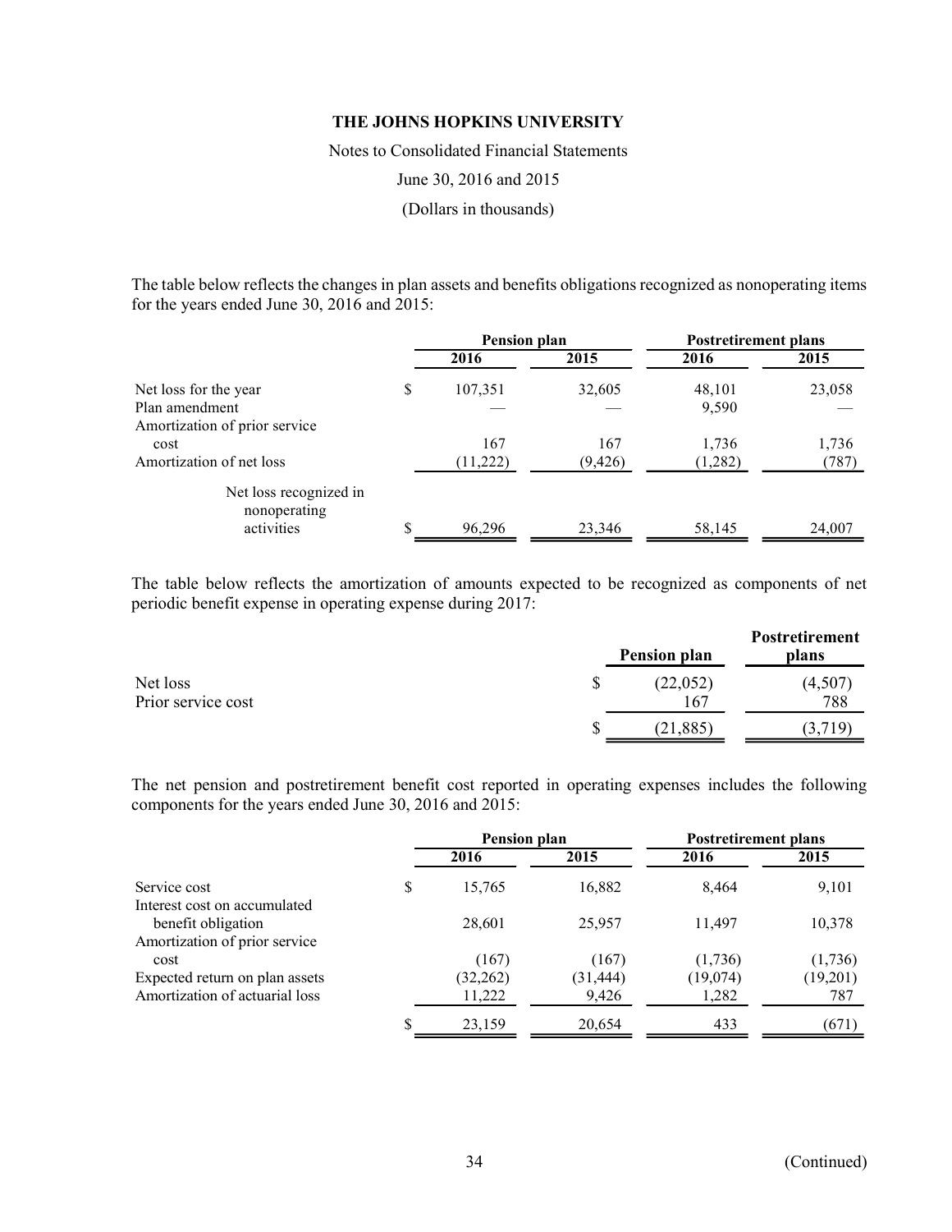**THE JOHNS HOPKINS UNIVERSITY**

Notes to Consolidated Financial Statements

June 30, 2016 and 2015

(Dollars in thousands)

The table below reflects the changes in plan assets and benefits obligations recognized as nonoperating items for the years ended June 30, 2016 and 2015:

| | Pension plan | | Postretirement plans | |
|---|---|---|---|---|
| | 2016 | 2015 | 2016 | 2015 |
| Net loss for the year | $ 107,351 | 32,605 | 48,101 | 23,058 |
| Plan amendment | — | — | 9,590 | — |
| Amortization of prior service cost | 167 | 167 | 1,736 | 1,736 |
| Amortization of net loss | (11,222) | (9,426) | (1,282) | (787) |
| Net loss recognized in nonoperating activities | $ 96,296 | 23,346 | 58,145 | 24,007 |

The table below reflects the amortization of amounts expected to be recognized as components of net periodic benefit expense in operating expense during 2017:

| | Pension plan | Postretirement plans |
|---|---|---|
| Net loss | $ (22,052) | (4,507) |
| Prior service cost | 167 | 788 |
| | $ (21,885) | (3,719) |

The net pension and postretirement benefit cost reported in operating expenses includes the following components for the years ended June 30, 2016 and 2015:

| | Pension plan | | Postretirement plans | |
|---|---|---|---|---|
| | 2016 | 2015 | 2016 | 2015 |
| Service cost | $ 15,765 | 16,882 | 8,464 | 9,101 |
| Interest cost on accumulated benefit obligation | 28,601 | 25,957 | 11,497 | 10,378 |
| Amortization of prior service cost | (167) | (167) | (1,736) | (1,736) |
| Expected return on plan assets | (32,262) | (31,444) | (19,074) | (19,201) |
| Amortization of actuarial loss | 11,222 | 9,426 | 1,282 | 787 |
| | $ 23,159 | 20,654 | 433 | (671) |

(Continued)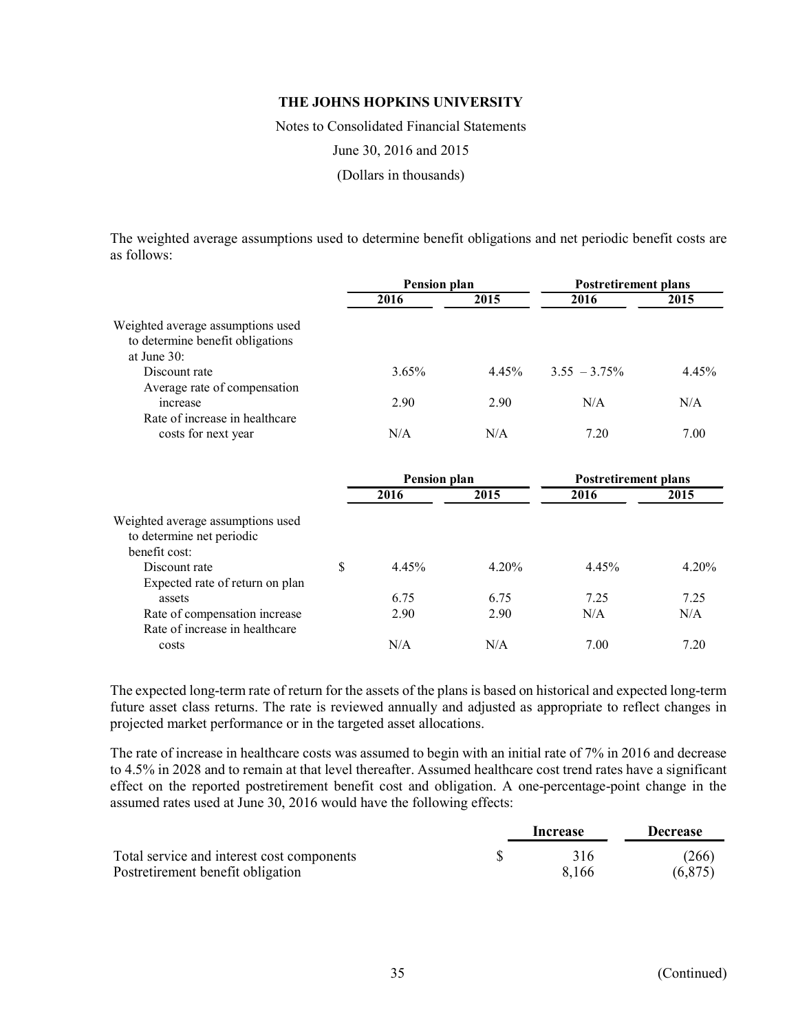The weighted average assumptions used to determine benefit obligations and net periodic benefit costs are as follows:

| | Pension plan | | Postretirement plans | |
|---|---|---|---|---|
| | 2016 | 2015 | 2016 | 2015 |
| Weighted average assumptions used to determine benefit obligations at June 30: | | | | |
| Discount rate | 3.65% | 4.45% | 3.55 – 3.75% | 4.45% |
| Average rate of compensation increase | 2.90 | 2.90 | N/A | N/A |
| Rate of increase in healthcare costs for next year | N/A | N/A | 7.20 | 7.00 |

| | Pension plan | | Postretirement plans | |
|---|---|---|---|---|
| | 2016 | 2015 | 2016 | 2015 |
| Weighted average assumptions used to determine net periodic benefit cost: | | | | |
| Discount rate | $ 4.45% | 4.20% | 4.45% | 4.20% |
| Expected rate of return on plan assets | 6.75 | 6.75 | 7.25 | 7.25 |
| Rate of compensation increase | 2.90 | 2.90 | N/A | N/A |
| Rate of increase in healthcare costs | N/A | N/A | 7.00 | 7.20 |

The expected long-term rate of return for the assets of the plans is based on historical and expected long-term future asset class returns. The rate is reviewed annually and adjusted as appropriate to reflect changes in projected market performance or in the targeted asset allocations.

The rate of increase in healthcare costs was assumed to begin with an initial rate of 7% in 2016 and decrease to 4.5% in 2028 and to remain at that level thereafter. Assumed healthcare cost trend rates have a significant effect on the reported postretirement benefit cost and obligation. A one-percentage-point change in the assumed rates used at June 30, 2016 would have the following effects:

| | Increase | Decrease |
|---|---|---|
| Total service and interest cost components | $ 316 | (266) |
| Postretirement benefit obligation | 8,166 | (6,875) |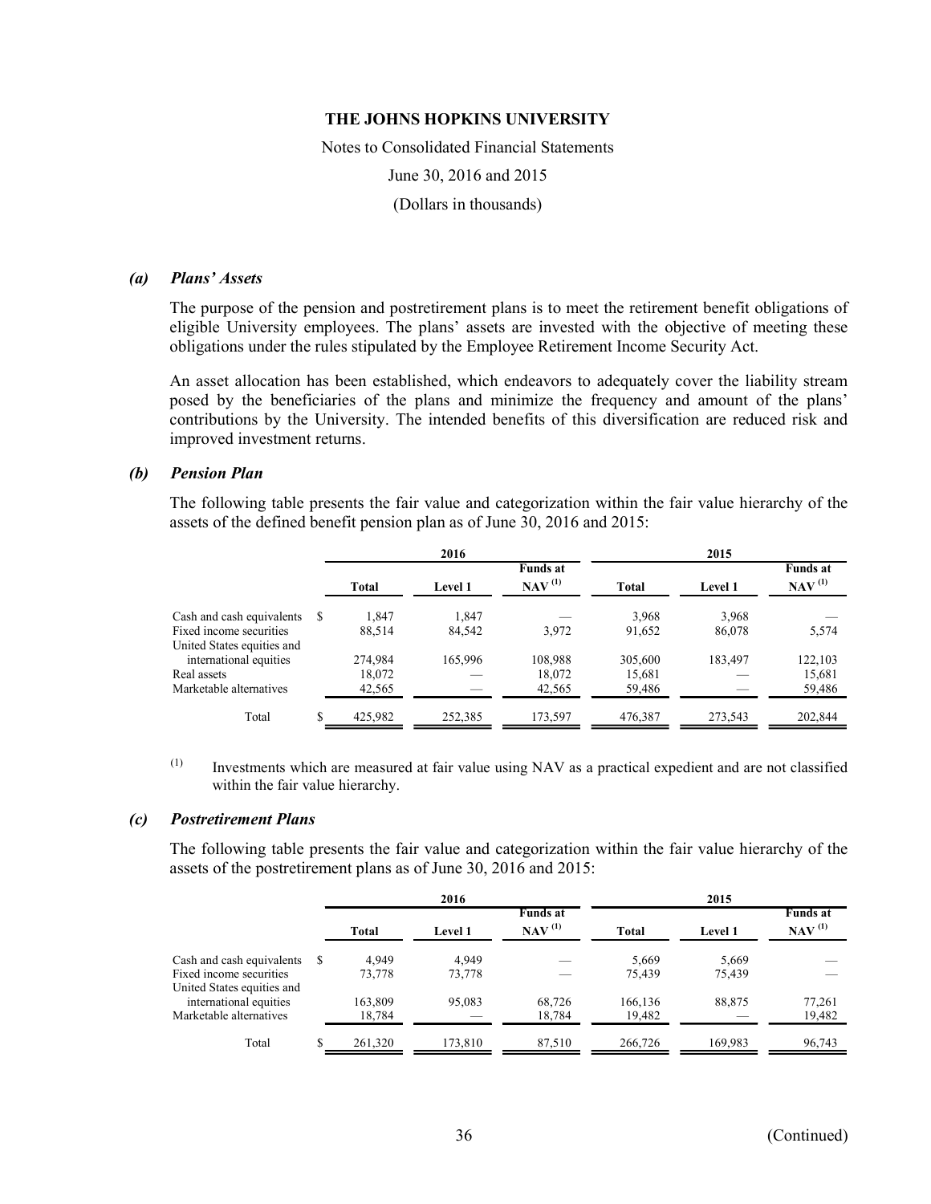THE JOHNS HOPKINS UNIVERSITY

Notes to Consolidated Financial Statements

June 30, 2016 and 2015

(Dollars in thousands)

### *(a) Plans' Assets*

The purpose of the pension and postretirement plans is to meet the retirement benefit obligations of eligible University employees. The plans' assets are invested with the objective of meeting these obligations under the rules stipulated by the Employee Retirement Income Security Act.

An asset allocation has been established, which endeavors to adequately cover the liability stream posed by the beneficiaries of the plans and minimize the frequency and amount of the plans' contributions by the University. The intended benefits of this diversification are reduced risk and improved investment returns.

### *(b) Pension Plan*

The following table presents the fair value and categorization within the fair value hierarchy of the assets of the defined benefit pension plan as of June 30, 2016 and 2015:

| | 2016 | | | 2015 | | |
|---|---|---|---|---|---|---|
| | Total | Level 1 | Funds at NAV [(1)] | Total | Level 1 | Funds at NAV [(1)] |
| Cash and cash equivalents | $ 1,847 | 1,847 | — | 3,968 | 3,968 | — |
| Fixed income securities | 88,514 | 84,542 | 3,972 | 91,652 | 86,078 | 5,574 |
| United States equities and international equities | 274,984 | 165,996 | 108,988 | 305,600 | 183,497 | 122,103 |
| Real assets | 18,072 | — | 18,072 | 15,681 | — | 15,681 |
| Marketable alternatives | 42,565 | — | 42,565 | 59,486 | — | 59,486 |
| Total | $ 425,982 | 252,385 | 173,597 | 476,387 | 273,543 | 202,844 |

(1) Investments which are measured at fair value using NAV as a practical expedient and are not classified within the fair value hierarchy.

### *(c) Postretirement Plans*

The following table presents the fair value and categorization within the fair value hierarchy of the assets of the postretirement plans as of June 30, 2016 and 2015:

| | 2016 | | | 2015 | | |
|---|---|---|---|---|---|---|
| | Total | Level 1 | Funds at NAV [(1)] | Total | Level 1 | Funds at NAV [(1)] |
| Cash and cash equivalents | $ 4,949 | 4,949 | — | 5,669 | 5,669 | — |
| Fixed income securities | 73,778 | 73,778 | — | 75,439 | 75,439 | — |
| United States equities and international equities | 163,809 | 95,083 | 68,726 | 166,136 | 88,875 | 77,261 |
| Marketable alternatives | 18,784 | — | 18,784 | 19,482 | — | 19,482 |
| Total | $ 261,320 | 173,810 | 87,510 | 266,726 | 169,983 | 96,743 |

(Continued)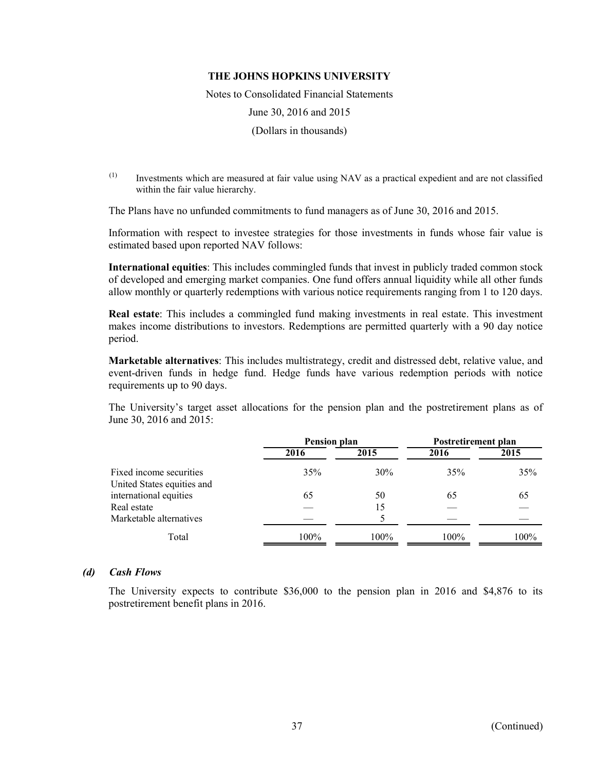(1) Investments which are measured at fair value using NAV as a practical expedient and are not classified within the fair value hierarchy.

The Plans have no unfunded commitments to fund managers as of June 30, 2016 and 2015.

Information with respect to investee strategies for those investments in funds whose fair value is estimated based upon reported NAV follows:

**International equities**: This includes commingled funds that invest in publicly traded common stock of developed and emerging market companies. One fund offers annual liquidity while all other funds allow monthly or quarterly redemptions with various notice requirements ranging from 1 to 120 days.

**Real estate**: This includes a commingled fund making investments in real estate. This investment makes income distributions to investors. Redemptions are permitted quarterly with a 90 day notice period.

**Marketable alternatives**: This includes multistrategy, credit and distressed debt, relative value, and event-driven funds in hedge fund. Hedge funds have various redemption periods with notice requirements up to 90 days.

The University's target asset allocations for the pension plan and the postretirement plans as of June 30, 2016 and 2015:

| | Pension plan | | Postretirement plan | |
|---|---|---|---|---|
| | 2016 | 2015 | 2016 | 2015 |
| Fixed income securities | 35% | 30% | 35% | 35% |
| United States equities and international equities | 65 | 50 | 65 | 65 |
| Real estate | — | 15 | — | — |
| Marketable alternatives | — | 5 | — | — |
| Total | 100% | 100% | 100% | 100% |

### *(d) Cash Flows*

The University expects to contribute $36,000 to the pension plan in 2016 and $4,876 to its postretirement benefit plans in 2016.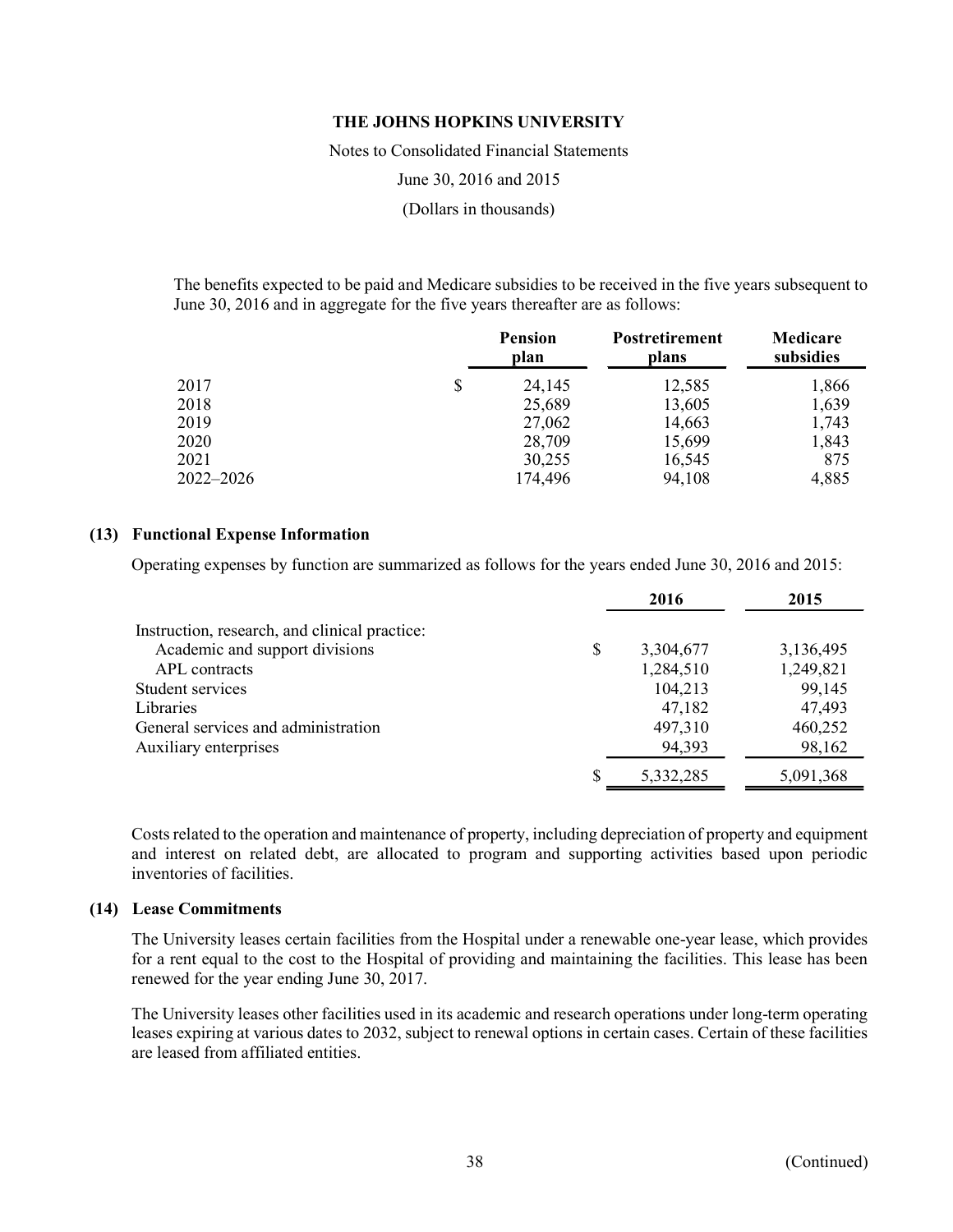The benefits expected to be paid and Medicare subsidies to be received in the five years subsequent to June 30, 2016 and in aggregate for the five years thereafter are as follows:

| | Pension plan | Postretirement plans | Medicare subsidies |
|---|---|---|---|
| 2017 | $ 24,145 | 12,585 | 1,866 |
| 2018 | 25,689 | 13,605 | 1,639 |
| 2019 | 27,062 | 14,663 | 1,743 |
| 2020 | 28,709 | 15,699 | 1,843 |
| 2021 | 30,255 | 16,545 | 875 |
| 2022–2026 | 174,496 | 94,108 | 4,885 |

## (13) Functional Expense Information

Operating expenses by function are summarized as follows for the years ended June 30, 2016 and 2015:

| | 2016 | 2015 |
|---|---|---|
| Instruction, research, and clinical practice: | | |
| Academic and support divisions | $ 3,304,677 | 3,136,495 |
| APL contracts | 1,284,510 | 1,249,821 |
| Student services | 104,213 | 99,145 |
| Libraries | 47,182 | 47,493 |
| General services and administration | 497,310 | 460,252 |
| Auxiliary enterprises | 94,393 | 98,162 |
| | $ 5,332,285 | 5,091,368 |

Costs related to the operation and maintenance of property, including depreciation of property and equipment and interest on related debt, are allocated to program and supporting activities based upon periodic inventories of facilities.

## (14) Lease Commitments

The University leases certain facilities from the Hospital under a renewable one-year lease, which provides for a rent equal to the cost to the Hospital of providing and maintaining the facilities. This lease has been renewed for the year ending June 30, 2017.

The University leases other facilities used in its academic and research operations under long-term operating leases expiring at various dates to 2032, subject to renewal options in certain cases. Certain of these facilities are leased from affiliated entities.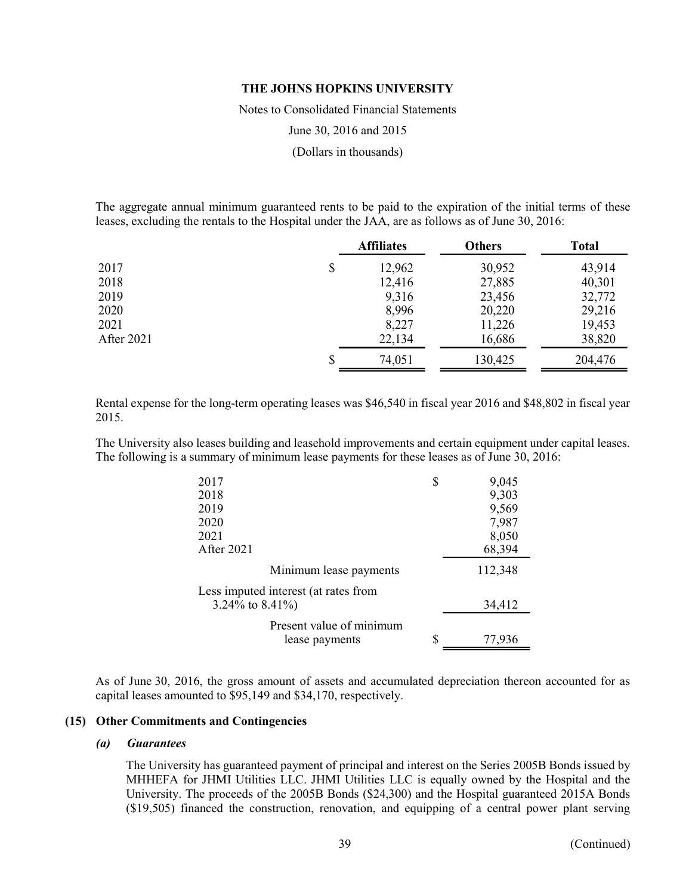The aggregate annual minimum guaranteed rents to be paid to the expiration of the initial terms of these leases, excluding the rentals to the Hospital under the JAA, are as follows as of June 30, 2016:

| | Affiliates | Others | Total |
|---|---|---|---|
| 2017 | $ 12,962 | 30,952 | 43,914 |
| 2018 | 12,416 | 27,885 | 40,301 |
| 2019 | 9,316 | 23,456 | 32,772 |
| 2020 | 8,996 | 20,220 | 29,216 |
| 2021 | 8,227 | 11,226 | 19,453 |
| After 2021 | 22,134 | 16,686 | 38,820 |
| | $ 74,051 | 130,425 | 204,476 |

Rental expense for the long-term operating leases was $46,540 in fiscal year 2016 and $48,802 in fiscal year 2015.

The University also leases building and leasehold improvements and certain equipment under capital leases. The following is a summary of minimum lease payments for these leases as of June 30, 2016:

| | |
|---|---|
| 2017 | $ 9,045 |
| 2018 | 9,303 |
| 2019 | 9,569 |
| 2020 | 7,987 |
| 2021 | 8,050 |
| After 2021 | 68,394 |
| Minimum lease payments | 112,348 |
| Less imputed interest (at rates from 3.24% to 8.41%) | 34,412 |
| Present value of minimum lease payments | $ 77,936 |

As of June 30, 2016, the gross amount of assets and accumulated depreciation thereon accounted for as capital leases amounted to $95,149 and $34,170, respectively.

## (15) Other Commitments and Contingencies

### *(a) Guarantees*

The University has guaranteed payment of principal and interest on the Series 2005B Bonds issued by MHHEFA for JHMI Utilities LLC. JHMI Utilities LLC is equally owned by the Hospital and the University. The proceeds of the 2005B Bonds ($24,300) and the Hospital guaranteed 2015A Bonds ($19,505) financed the construction, renovation, and equipping of a central power plant serving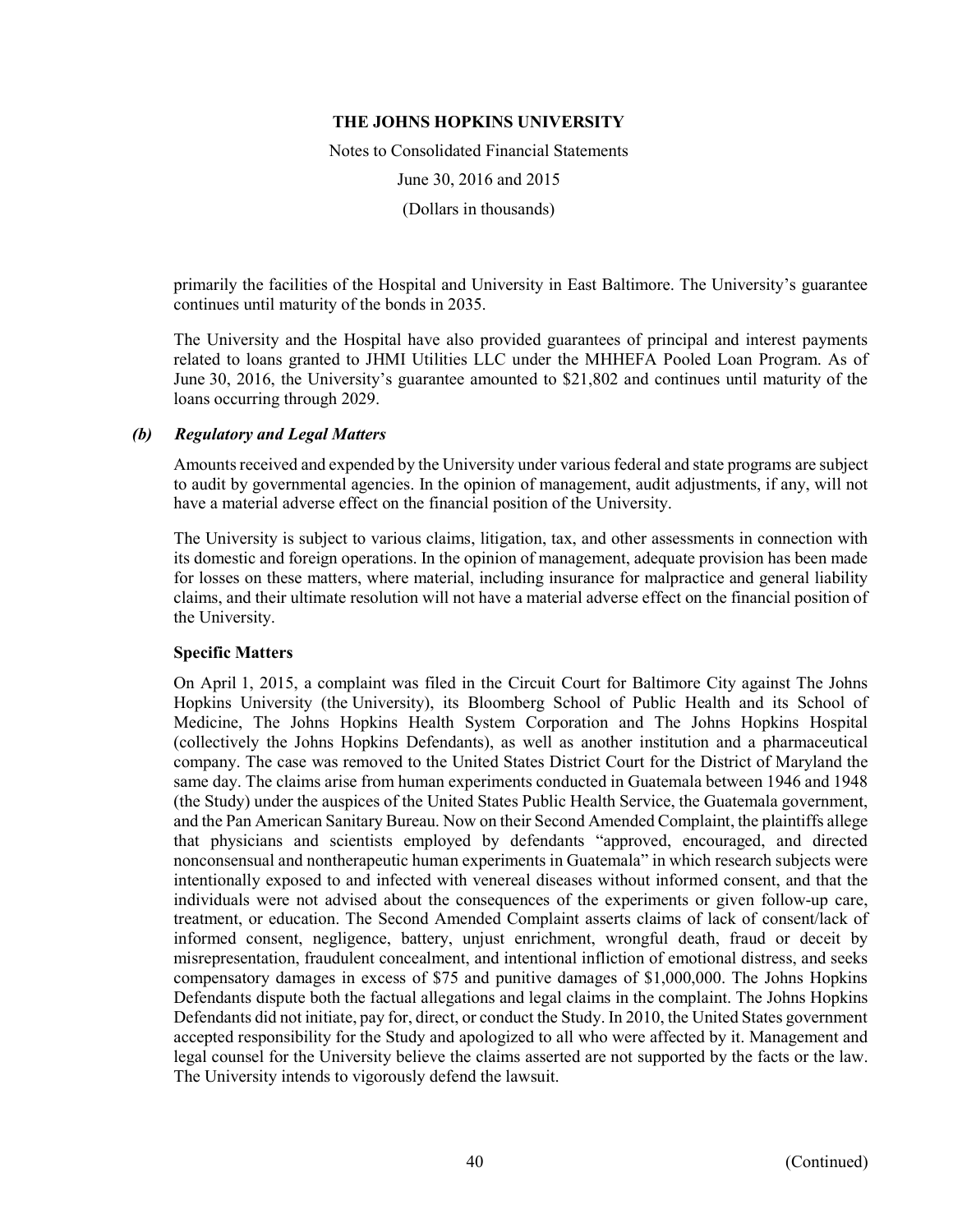primarily the facilities of the Hospital and University in East Baltimore. The University's guarantee continues until maturity of the bonds in 2035.

The University and the Hospital have also provided guarantees of principal and interest payments related to loans granted to JHMI Utilities LLC under the MHHEFA Pooled Loan Program. As of June 30, 2016, the University's guarantee amounted to $21,802 and continues until maturity of the loans occurring through 2029.

### *(b) Regulatory and Legal Matters*

Amounts received and expended by the University under various federal and state programs are subject to audit by governmental agencies. In the opinion of management, audit adjustments, if any, will not have a material adverse effect on the financial position of the University.

The University is subject to various claims, litigation, tax, and other assessments in connection with its domestic and foreign operations. In the opinion of management, adequate provision has been made for losses on these matters, where material, including insurance for malpractice and general liability claims, and their ultimate resolution will not have a material adverse effect on the financial position of the University.

**Specific Matters**

On April 1, 2015, a complaint was filed in the Circuit Court for Baltimore City against The Johns Hopkins University (the University), its Bloomberg School of Public Health and its School of Medicine, The Johns Hopkins Health System Corporation and The Johns Hopkins Hospital (collectively the Johns Hopkins Defendants), as well as another institution and a pharmaceutical company. The case was removed to the United States District Court for the District of Maryland the same day. The claims arise from human experiments conducted in Guatemala between 1946 and 1948 (the Study) under the auspices of the United States Public Health Service, the Guatemala government, and the Pan American Sanitary Bureau. Now on their Second Amended Complaint, the plaintiffs allege that physicians and scientists employed by defendants "approved, encouraged, and directed nonconsensual and nontherapeutic human experiments in Guatemala" in which research subjects were intentionally exposed to and infected with venereal diseases without informed consent, and that the individuals were not advised about the consequences of the experiments or given follow-up care, treatment, or education. The Second Amended Complaint asserts claims of lack of consent/lack of informed consent, negligence, battery, unjust enrichment, wrongful death, fraud or deceit by misrepresentation, fraudulent concealment, and intentional infliction of emotional distress, and seeks compensatory damages in excess of $75 and punitive damages of $1,000,000. The Johns Hopkins Defendants dispute both the factual allegations and legal claims in the complaint. The Johns Hopkins Defendants did not initiate, pay for, direct, or conduct the Study. In 2010, the United States government accepted responsibility for the Study and apologized to all who were affected by it. Management and legal counsel for the University believe the claims asserted are not supported by the facts or the law. The University intends to vigorously defend the lawsuit.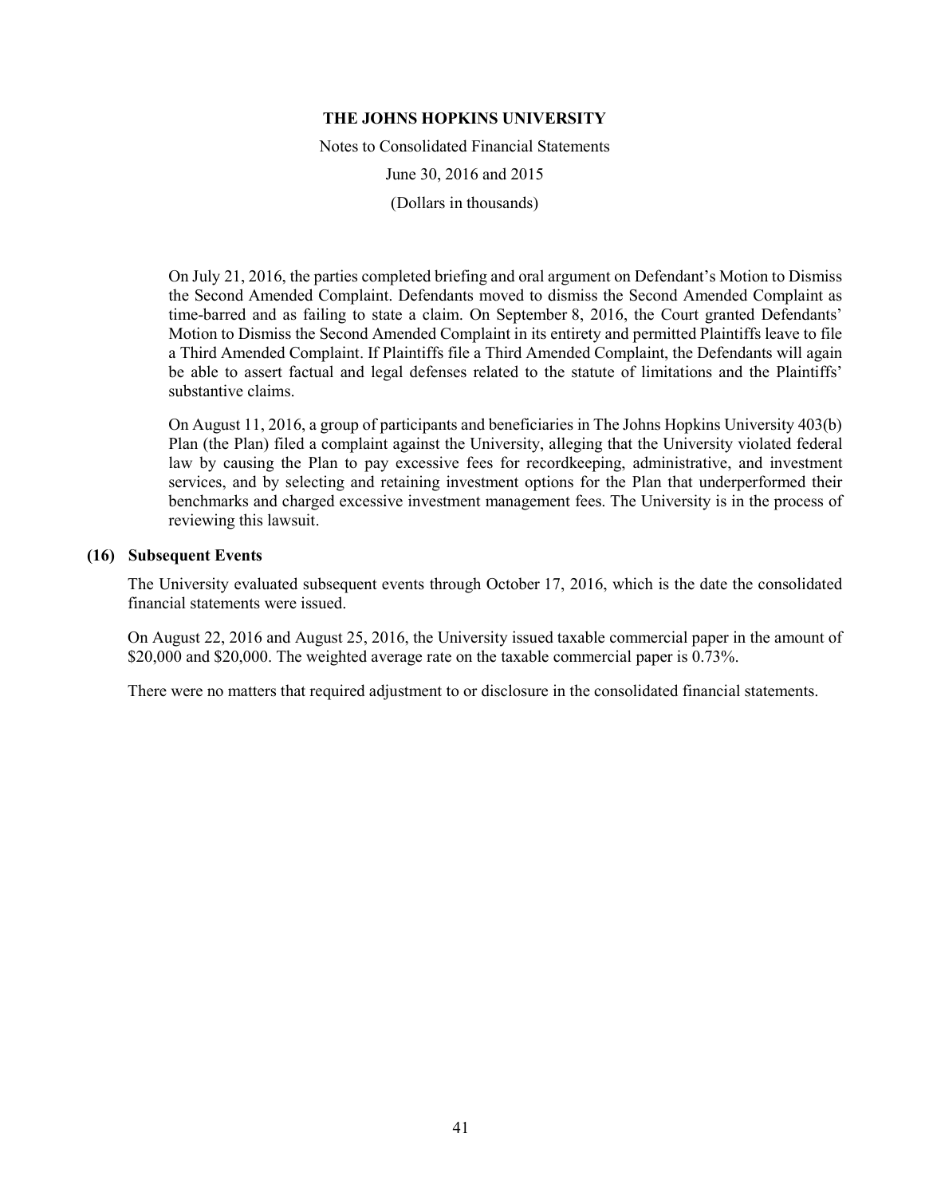On July 21, 2016, the parties completed briefing and oral argument on Defendant's Motion to Dismiss the Second Amended Complaint. Defendants moved to dismiss the Second Amended Complaint as time-barred and as failing to state a claim. On September 8, 2016, the Court granted Defendants' Motion to Dismiss the Second Amended Complaint in its entirety and permitted Plaintiffs leave to file a Third Amended Complaint. If Plaintiffs file a Third Amended Complaint, the Defendants will again be able to assert factual and legal defenses related to the statute of limitations and the Plaintiffs' substantive claims.

On August 11, 2016, a group of participants and beneficiaries in The Johns Hopkins University 403(b) Plan (the Plan) filed a complaint against the University, alleging that the University violated federal law by causing the Plan to pay excessive fees for recordkeeping, administrative, and investment services, and by selecting and retaining investment options for the Plan that underperformed their benchmarks and charged excessive investment management fees. The University is in the process of reviewing this lawsuit.

## (16) Subsequent Events

The University evaluated subsequent events through October 17, 2016, which is the date the consolidated financial statements were issued.

On August 22, 2016 and August 25, 2016, the University issued taxable commercial paper in the amount of \$20,000 and \$20,000. The weighted average rate on the taxable commercial paper is 0.73%.

There were no matters that required adjustment to or disclosure in the consolidated financial statements.